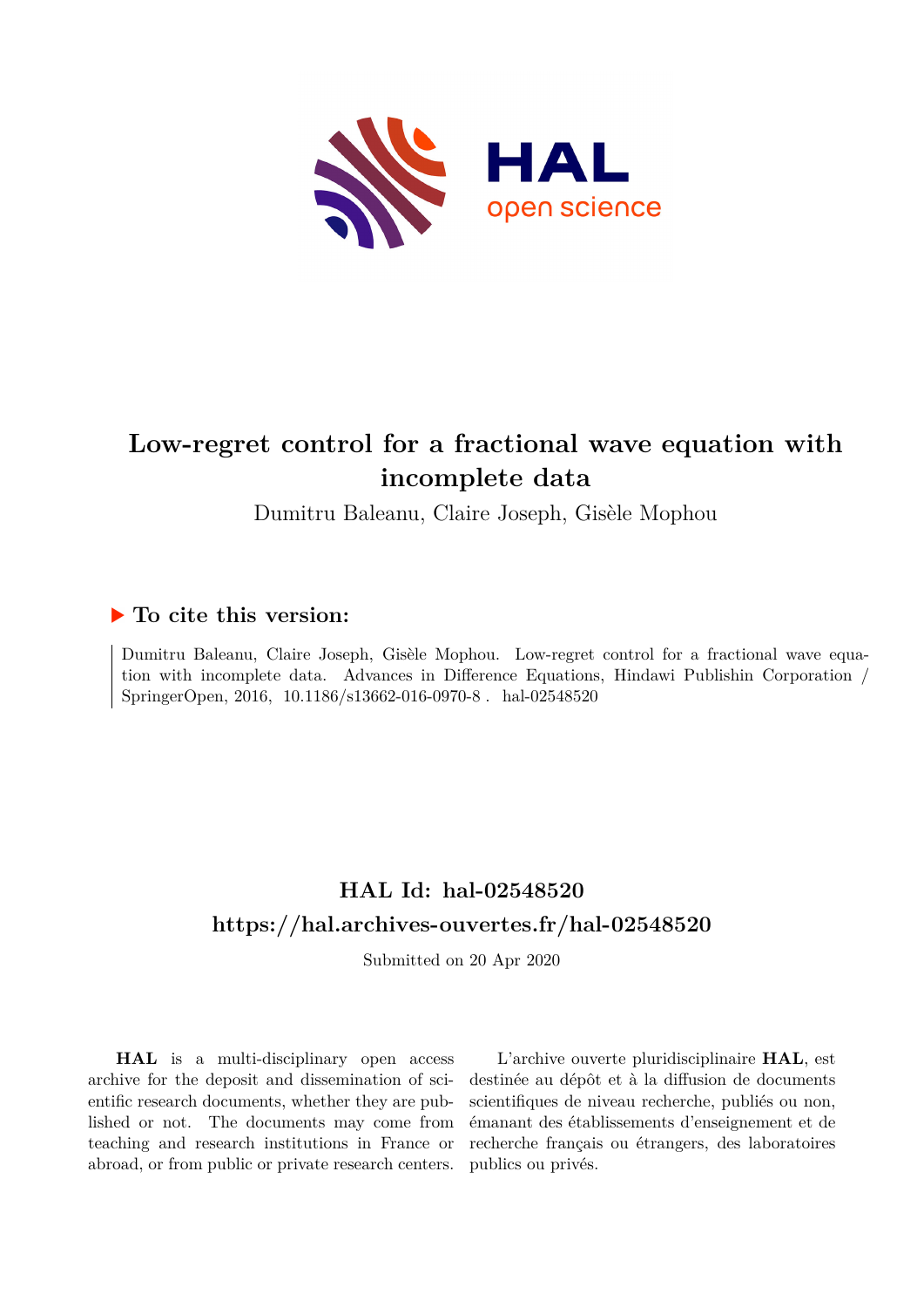# Low-regret control for a fractional wave equation with incomplete data

Dumitru Baleanu, Claire Joseph, Gisèle Mophou

## ▶ To cite this version:

Dumitru Baleanu, Claire Joseph, Gisèle Mophou. Low-regret control for a fractional wave equation with incomplete data. Advances in Difference Equations, Hindawi Publishin Corporation / SpringerOpen, 2016, 10.1186/s13662-016-0970-8 . hal-02548520

## HAL Id: hal-02548520

## https://hal.archives-ouvertes.fr/hal-02548520

Submitted on 20 Apr 2020

**HAL** is a multi-disciplinary open access archive for the deposit and dissemination of scientific research documents, whether they are published or not. The documents may come from teaching and research institutions in France or abroad, or from public or private research centers.

L'archive ouverte pluridisciplinaire **HAL**, est destinée au dépôt et à la diffusion de documents scientifiques de niveau recherche, publiés ou non, émanant des établissements d'enseignement et de recherche français ou étrangers, des laboratoires publics ou privés.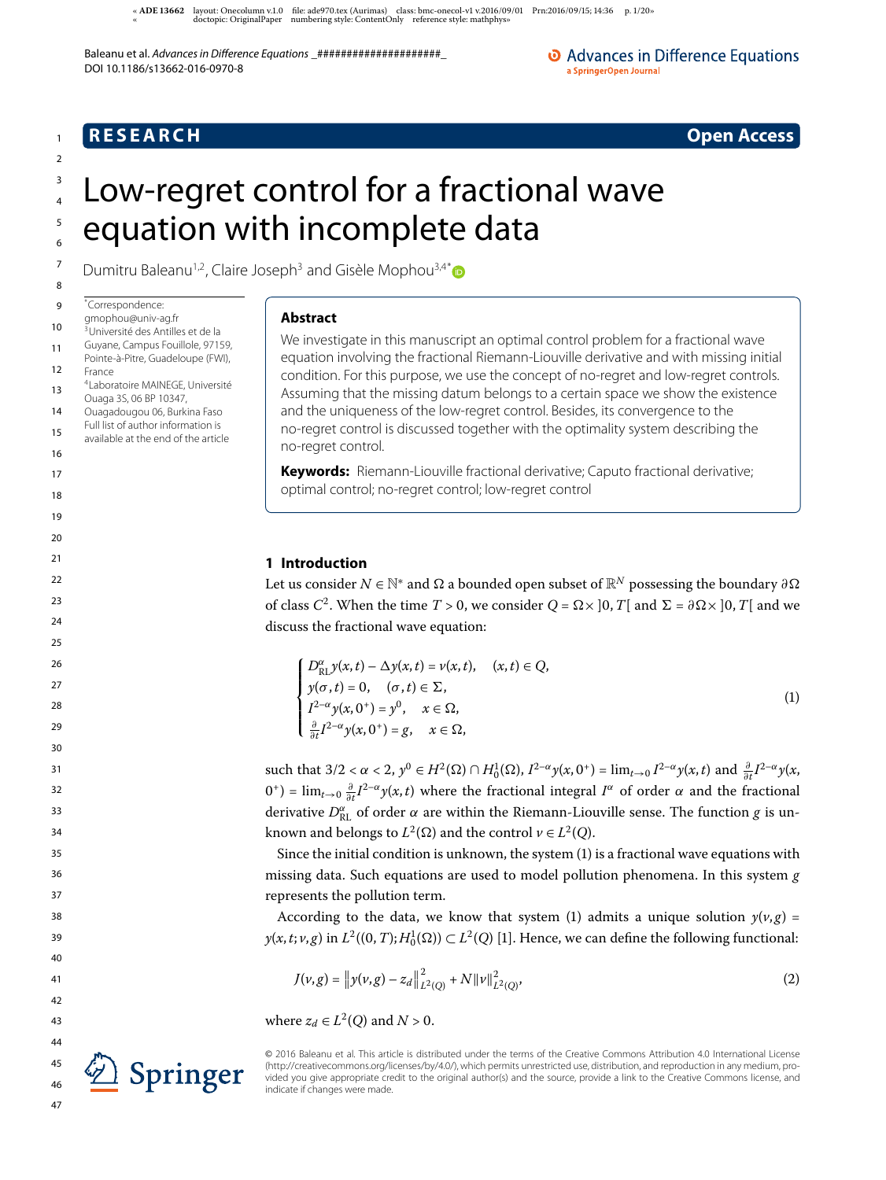# Low-regret control for a fractional wave equation with incomplete data

Dumitru Baleanu[1,2], Claire Joseph[3] and Gisèle Mophou[3,4*]

*Correspondence: gmophou@univ-ag.fr
[3]Université des Antilles et de la Guyane, Campus Fouillole, 97159, Pointe-à-Pitre, Guadeloupe (FWI), France
[4]Laboratoire MAINEGE, Université Ouaga 3S, 06 BP 10347, Ouagadougou 06, Burkina Faso
Full list of author information is available at the end of the article

## Abstract

We investigate in this manuscript an optimal control problem for a fractional wave equation involving the fractional Riemann-Liouville derivative and with missing initial condition. For this purpose, we use the concept of no-regret and low-regret controls. Assuming that the missing datum belongs to a certain space we show the existence and the uniqueness of the low-regret control. Besides, its convergence to the no-regret control is discussed together with the optimality system describing the no-regret control.

**Keywords:** Riemann-Liouville fractional derivative; Caputo fractional derivative; optimal control; no-regret control; low-regret control

## 1 Introduction

Let us consider $N \in \mathbb{N}^*$ and $\Omega$ a bounded open subset of $\mathbb{R}^N$ possessing the boundary $\partial\Omega$ of class $C^2$. When the time $T > 0$, we consider $Q = \Omega \times ]0, T[$ and $\Sigma = \partial\Omega \times ]0, T[$ and we discuss the fractional wave equation:

$$\begin{cases} D^{\alpha}_{\mathrm{RL}} y(x,t) - \Delta y(x,t) = v(x,t), & (x,t) \in Q, \\ y(\sigma,t) = 0, & (\sigma,t) \in \Sigma, \\ I^{2-\alpha} y(x,0^+) = y^0, & x \in \Omega, \\ \frac{\partial}{\partial t} I^{2-\alpha} y(x,0^+) = g, & x \in \Omega, \end{cases} \tag{1}$$

such that $3/2 < \alpha < 2$, $y^0 \in H^2(\Omega) \cap H^1_0(\Omega)$, $I^{2-\alpha} y(x,0^+) = \lim_{t\to 0} I^{2-\alpha} y(x,t)$ and $\frac{\partial}{\partial t} I^{2-\alpha} y(x, 0^+) = \lim_{t\to 0} \frac{\partial}{\partial t} I^{2-\alpha} y(x,t)$ where the fractional integral $I^{\alpha}$ of order $\alpha$ and the fractional derivative $D^{\alpha}_{\mathrm{RL}}$ of order $\alpha$ are within the Riemann-Liouville sense. The function $g$ is unknown and belongs to $L^2(\Omega)$ and the control $v \in L^2(Q)$.

Since the initial condition is unknown, the system (1) is a fractional wave equations with missing data. Such equations are used to model pollution phenomena. In this system $g$ represents the pollution term.

According to the data, we know that system (1) admits a unique solution $y(v,g) = y(x,t;v,g)$ in $L^2((0,T); H^1_0(\Omega)) \subset L^2(Q)$ [1]. Hence, we can define the following functional:

$$J(v,g) = \left\| y(v,g) - z_d \right\|^2_{L^2(Q)} + N\|v\|^2_{L^2(Q)}, \tag{2}$$

where $z_d \in L^2(Q)$ and $N > 0$.

© 2016 Baleanu et al. This article is distributed under the terms of the Creative Commons Attribution 4.0 International License (http://creativecommons.org/licenses/by/4.0/), which permits unrestricted use, distribution, and reproduction in any medium, provided you give appropriate credit to the original author(s) and the source, provide a link to the Creative Commons license, and indicate if changes were made.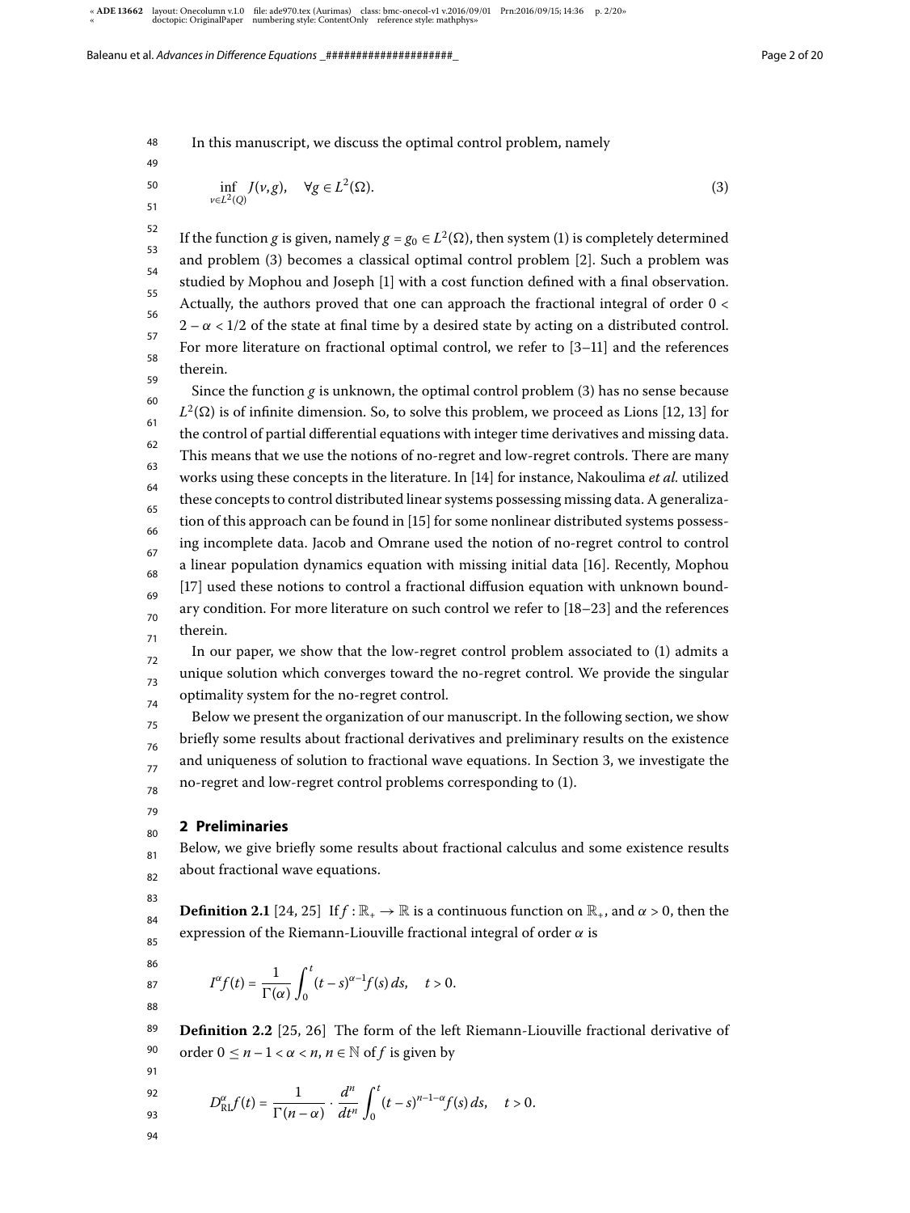In this manuscript, we discuss the optimal control problem, namely

$$\inf_{v\in L^2(Q)} J(v,g), \quad \forall g \in L^2(\Omega). \tag{3}$$

If the function $g$ is given, namely $g = g_0 \in L^2(\Omega)$, then system (1) is completely determined and problem (3) becomes a classical optimal control problem [2]. Such a problem was studied by Mophou and Joseph [1] with a cost function defined with a final observation. Actually, the authors proved that one can approach the fractional integral of order $0 < 2-\alpha < 1/2$ of the state at final time by a desired state by acting on a distributed control. For more literature on fractional optimal control, we refer to [3–11] and the references therein.

Since the function $g$ is unknown, the optimal control problem (3) has no sense because $L^2(\Omega)$ is of infinite dimension. So, to solve this problem, we proceed as Lions [12, 13] for the control of partial differential equations with integer time derivatives and missing data. This means that we use the notions of no-regret and low-regret controls. There are many works using these concepts in the literature. In [14] for instance, Nakoulima *et al.* utilized these concepts to control distributed linear systems possessing missing data. A generalization of this approach can be found in [15] for some nonlinear distributed systems possessing incomplete data. Jacob and Omrane used the notion of no-regret control to control a linear population dynamics equation with missing initial data [16]. Recently, Mophou [17] used these notions to control a fractional diffusion equation with unknown boundary condition. For more literature on such control we refer to [18–23] and the references therein.

In our paper, we show that the low-regret control problem associated to (1) admits a unique solution which converges toward the no-regret control. We provide the singular optimality system for the no-regret control.

Below we present the organization of our manuscript. In the following section, we show briefly some results about fractional derivatives and preliminary results on the existence and uniqueness of solution to fractional wave equations. In Section 3, we investigate the no-regret and low-regret control problems corresponding to (1).

## 2 Preliminaries

Below, we give briefly some results about fractional calculus and some existence results about fractional wave equations.

**Definition 2.1** [24, 25] If $f : \mathbb{R}_+ \to \mathbb{R}$ is a continuous function on $\mathbb{R}_+$, and $\alpha > 0$, then the expression of the Riemann-Liouville fractional integral of order $\alpha$ is

$$I^\alpha f(t) = \frac{1}{\Gamma(\alpha)} \int_0^t (t-s)^{\alpha-1} f(s)\,ds, \quad t > 0.$$

**Definition 2.2** [25, 26] The form of the left Riemann-Liouville fractional derivative of order $0 \le n-1 < \alpha < n$, $n \in \mathbb{N}$ of $f$ is given by

$$D^\alpha_{\mathrm{RL}} f(t) = \frac{1}{\Gamma(n-\alpha)} \cdot \frac{d^n}{dt^n} \int_0^t (t-s)^{n-1-\alpha} f(s)\,ds, \quad t > 0.$$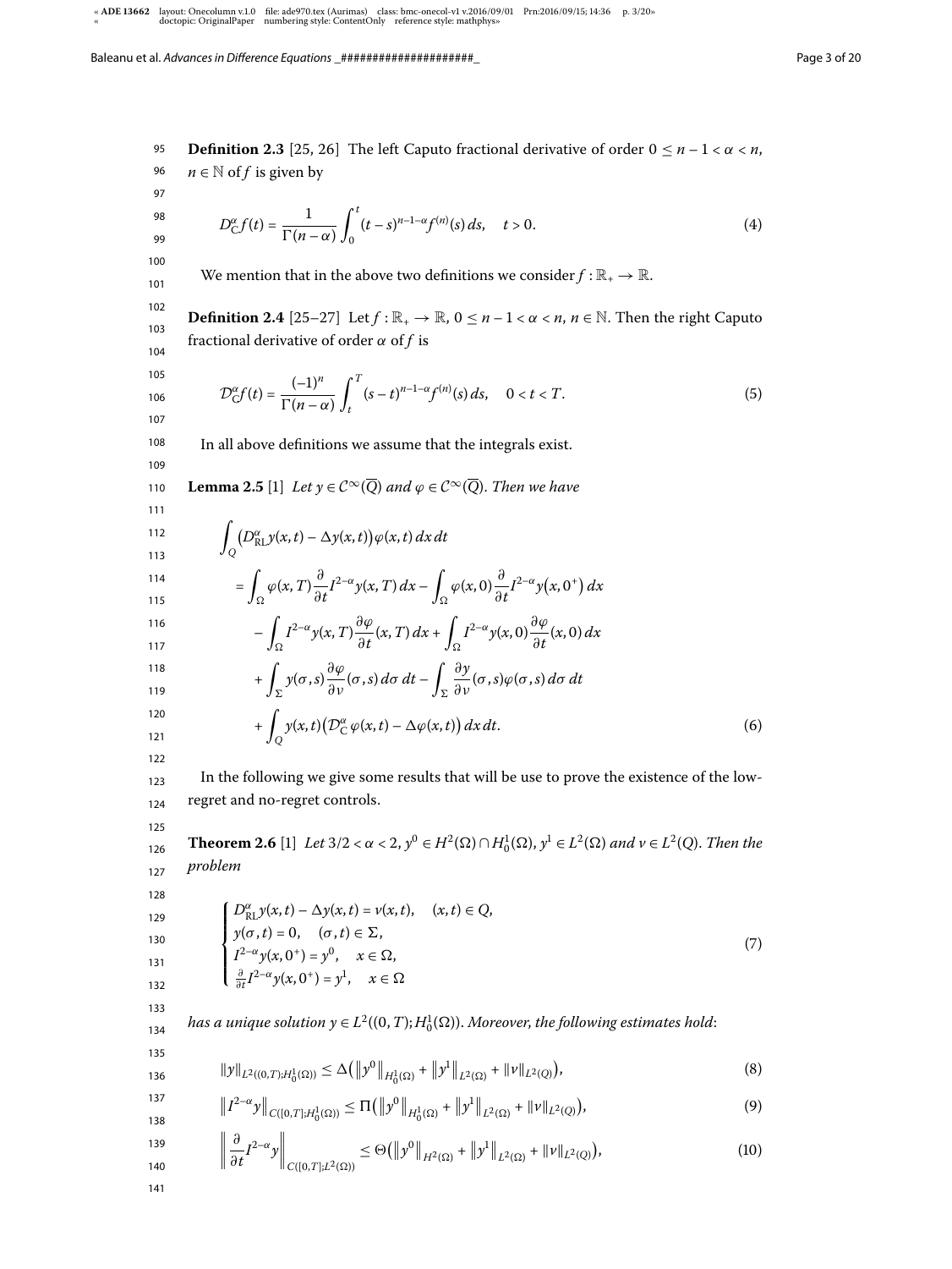**Definition 2.3** [25, 26] The left Caputo fractional derivative of order $0 \leq n-1 < \alpha < n$, $n \in \mathbb{N}$ of $f$ is given by

$$D_{C}^{\alpha} f(t) = \frac{1}{\Gamma(n-\alpha)} \int_0^t (t-s)^{n-1-\alpha} f^{(n)}(s)\,ds, \quad t > 0. \tag{4}$$

We mention that in the above two definitions we consider $f : \mathbb{R}_+ \to \mathbb{R}$.

**Definition 2.4** [25–27] Let $f : \mathbb{R}_+ \to \mathbb{R}$, $0 \leq n-1 < \alpha < n$, $n \in \mathbb{N}$. Then the right Caputo fractional derivative of order $\alpha$ of $f$ is

$$\mathcal{D}_{C}^{\alpha} f(t) = \frac{(-1)^n}{\Gamma(n-\alpha)} \int_t^T (s-t)^{n-1-\alpha} f^{(n)}(s)\,ds, \quad 0 < t < T. \tag{5}$$

In all above definitions we assume that the integrals exist.

**Lemma 2.5** [1] *Let $y \in \mathcal{C}^\infty(\overline{Q})$ and $\varphi \in \mathcal{C}^\infty(\overline{Q})$. Then we have*

$$\begin{aligned}
&\int_Q \big(D_{RL}^{\alpha} y(x,t) - \Delta y(x,t)\big)\varphi(x,t)\,dx\,dt \\
&\quad = \int_\Omega \varphi(x,T)\frac{\partial}{\partial t} I^{2-\alpha} y(x,T)\,dx - \int_\Omega \varphi(x,0)\frac{\partial}{\partial t} I^{2-\alpha} y\big(x,0^+\big)\,dx \\
&\qquad - \int_\Omega I^{2-\alpha} y(x,T)\frac{\partial \varphi}{\partial t}(x,T)\,dx + \int_\Omega I^{2-\alpha} y(x,0)\frac{\partial \varphi}{\partial t}(x,0)\,dx \\
&\qquad + \int_\Sigma y(\sigma,s)\frac{\partial \varphi}{\partial \nu}(\sigma,s)\,d\sigma\,dt - \int_\Sigma \frac{\partial y}{\partial \nu}(\sigma,s)\varphi(\sigma,s)\,d\sigma\,dt \\
&\qquad + \int_Q y(x,t)\big(\mathcal{D}_{C}^{\alpha} \varphi(x,t) - \Delta\varphi(x,t)\big)\,dx\,dt.
\end{aligned} \tag{6}$$

In the following we give some results that will be use to prove the existence of the low-regret and no-regret controls.

**Theorem 2.6** [1] *Let $3/2 < \alpha < 2$, $y^0 \in H^2(\Omega) \cap H_0^1(\Omega)$, $y^1 \in L^2(\Omega)$ and $v \in L^2(Q)$. Then the problem*

$$\begin{cases}
D_{RL}^{\alpha} y(x,t) - \Delta y(x,t) = v(x,t), & (x,t) \in Q, \\
y(\sigma,t) = 0, & (\sigma,t) \in \Sigma, \\
I^{2-\alpha} y(x,0^+) = y^0, & x \in \Omega, \\
\frac{\partial}{\partial t} I^{2-\alpha} y(x,0^+) = y^1, & x \in \Omega
\end{cases} \tag{7}$$

*has a unique solution $y \in L^2((0,T); H_0^1(\Omega))$. Moreover, the following estimates hold*:

$$\|y\|_{L^2((0,T);H_0^1(\Omega))} \leq \Delta\big(\|y^0\|_{H_0^1(\Omega)} + \|y^1\|_{L^2(\Omega)} + \|v\|_{L^2(Q)}\big), \tag{8}$$

$$\|I^{2-\alpha} y\|_{C([0,T];H_0^1(\Omega))} \leq \Pi\big(\|y^0\|_{H_0^1(\Omega)} + \|y^1\|_{L^2(\Omega)} + \|v\|_{L^2(Q)}\big), \tag{9}$$

$$\left\|\frac{\partial}{\partial t} I^{2-\alpha} y\right\|_{C([0,T];L^2(\Omega))} \leq \Theta\big(\|y^0\|_{H^2(\Omega)} + \|y^1\|_{L^2(\Omega)} + \|v\|_{L^2(Q)}\big), \tag{10}$$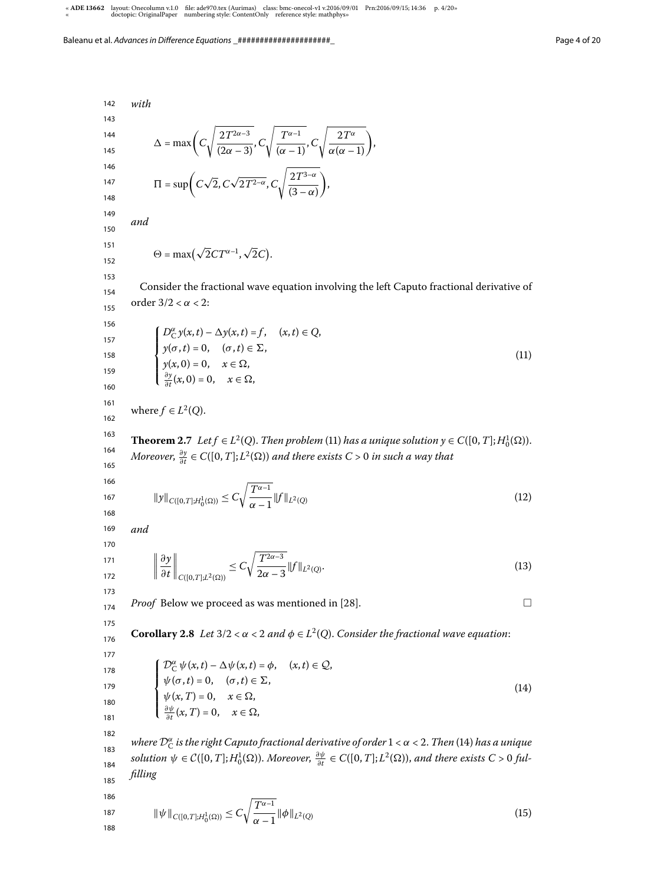*with*

$$\Delta = \max\left(C\sqrt{\frac{2T^{2\alpha-3}}{(2\alpha-3)}}, C\sqrt{\frac{T^{\alpha-1}}{(\alpha-1)}}, C\sqrt{\frac{2T^{\alpha}}{\alpha(\alpha-1)}}\right),$$

$$\Pi = \sup\left(C\sqrt{2}, C\sqrt{2T^{2-\alpha}}, C\sqrt{\frac{2T^{3-\alpha}}{(3-\alpha)}}\right),$$

*and*

$$\Theta = \max\left(\sqrt{2}CT^{\alpha-1}, \sqrt{2}C\right).$$

Consider the fractional wave equation involving the left Caputo fractional derivative of order $3/2 < \alpha < 2$:

$$\begin{cases} D_{\mathrm{C}}^{\alpha} y(x,t) - \Delta y(x,t) = f, & (x,t) \in Q, \\ y(\sigma,t) = 0, & (\sigma,t) \in \Sigma, \\ y(x,0) = 0, & x \in \Omega, \\ \frac{\partial y}{\partial t}(x,0) = 0, & x \in \Omega, \end{cases} \tag{11}$$

where $f \in L^2(Q)$.

**Theorem 2.7** *Let $f \in L^2(Q)$. Then problem* (11) *has a unique solution $y \in C([0,T]; H_0^1(\Omega))$. Moreover, $\frac{\partial y}{\partial t} \in C([0,T]; L^2(\Omega))$ and there exists $C > 0$ in such a way that*

$$\|y\|_{C([0,T];H_0^1(\Omega))} \le C\sqrt{\frac{T^{\alpha-1}}{\alpha-1}}\|f\|_{L^2(Q)} \tag{12}$$

*and*

$$\left\|\frac{\partial y}{\partial t}\right\|_{C([0,T];L^2(\Omega))} \le C\sqrt{\frac{T^{2\alpha-3}}{2\alpha-3}}\|f\|_{L^2(Q)}. \tag{13}$$

*Proof* Below we proceed as was mentioned in [28]. □

**Corollary 2.8** *Let $3/2 < \alpha < 2$ and $\phi \in L^2(Q)$. Consider the fractional wave equation*:

$$\begin{cases} \mathcal{D}_{\mathrm{C}}^{\alpha} \psi(x,t) - \Delta \psi(x,t) = \phi, & (x,t) \in \mathcal{Q}, \\ \psi(\sigma,t) = 0, & (\sigma,t) \in \Sigma, \\ \psi(x,T) = 0, & x \in \Omega, \\ \frac{\partial \psi}{\partial t}(x,T) = 0, & x \in \Omega, \end{cases} \tag{14}$$

*where $\mathcal{D}_{\mathrm{C}}^{\alpha}$ is the right Caputo fractional derivative of order $1 < \alpha < 2$. Then* (14) *has a unique solution $\psi \in \mathcal{C}([0,T]; H_0^1(\Omega))$. Moreover, $\frac{\partial \psi}{\partial t} \in C([0,T]; L^2(\Omega))$, and there exists $C > 0$ fulfilling*

$$\|\psi\|_{C([0,T];H_0^1(\Omega))} \le C\sqrt{\frac{T^{\alpha-1}}{\alpha-1}}\|\phi\|_{L^2(Q)} \tag{15}$$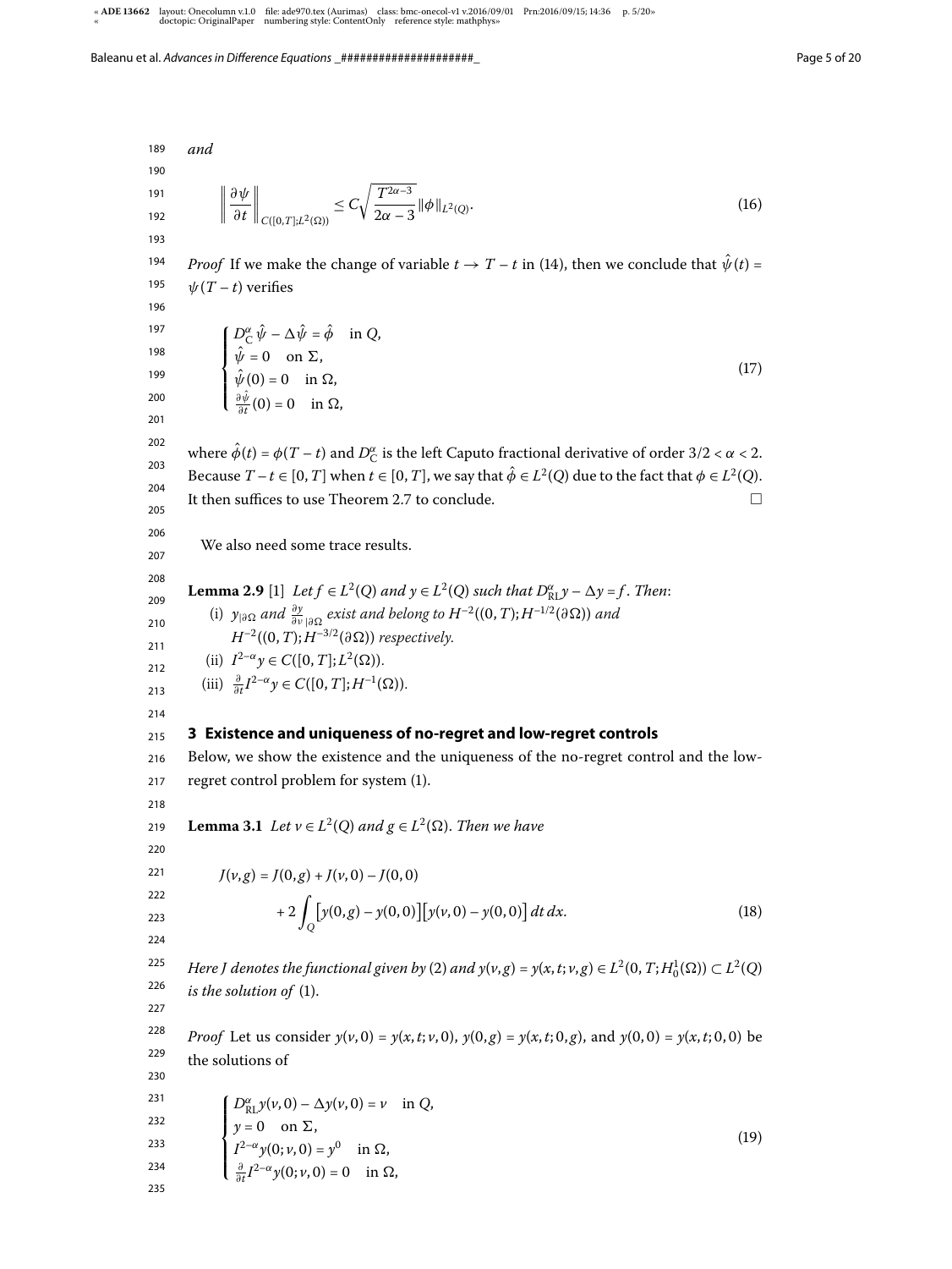*and*

$$\left\| \frac{\partial \psi}{\partial t} \right\|_{C([0,T];L^2(\Omega))} \le C\sqrt{\frac{T^{2\alpha-3}}{2\alpha-3}} \|\phi\|_{L^2(Q)}. \tag{16}$$

*Proof* If we make the change of variable $t \to T - t$ in (14), then we conclude that $\hat{\psi}(t) = \psi(T-t)$ verifies

$$\begin{cases} D_C^\alpha \hat{\psi} - \Delta \hat{\psi} = \hat{\phi} & \text{in } Q, \\ \hat{\psi} = 0 & \text{on } \Sigma, \\ \hat{\psi}(0) = 0 & \text{in } \Omega, \\ \frac{\partial \hat{\psi}}{\partial t}(0) = 0 & \text{in } \Omega, \end{cases} \tag{17}$$

where $\hat{\phi}(t) = \phi(T-t)$ and $D_C^\alpha$ is the left Caputo fractional derivative of order $3/2 < \alpha < 2$. Because $T - t \in [0,T]$ when $t \in [0,T]$, we say that $\hat{\phi} \in L^2(Q)$ due to the fact that $\phi \in L^2(Q)$. It then suffices to use Theorem 2.7 to conclude. □

We also need some trace results.

**Lemma 2.9** [1] *Let $f \in L^2(Q)$ and $y \in L^2(Q)$ such that $D_{RL}^\alpha y - \Delta y = f$. Then:*

(i) *$y_{|\partial\Omega}$ and $\frac{\partial y}{\partial \nu}{}_{|\partial\Omega}$ exist and belong to $H^{-2}((0,T);H^{-1/2}(\partial\Omega))$ and $H^{-2}((0,T);H^{-3/2}(\partial\Omega))$ respectively.*

(ii) *$I^{2-\alpha} y \in C([0,T];L^2(\Omega))$.*

(iii) *$\frac{\partial}{\partial t} I^{2-\alpha} y \in C([0,T];H^{-1}(\Omega))$.*

## 3 Existence and uniqueness of no-regret and low-regret controls

Below, we show the existence and the uniqueness of the no-regret control and the low-regret control problem for system (1).

**Lemma 3.1** *Let $v \in L^2(Q)$ and $g \in L^2(\Omega)$. Then we have*

$$\begin{aligned} J(v,g) &= J(0,g) + J(v,0) - J(0,0) \\ &\quad + 2\int_Q \big[y(0,g) - y(0,0)\big]\big[y(v,0) - y(0,0)\big]\, dt\, dx. \end{aligned} \tag{18}$$

*Here $J$ denotes the functional given by (2) and $y(v,g) = y(x,t;v,g) \in L^2(0,T;H_0^1(\Omega)) \subset L^2(Q)$ is the solution of (1).*

*Proof* Let us consider $y(v,0) = y(x,t;v,0)$, $y(0,g) = y(x,t;0,g)$, and $y(0,0) = y(x,t;0,0)$ be the solutions of

$$\begin{cases} D_{RL}^\alpha y(v,0) - \Delta y(v,0) = v & \text{in } Q, \\ y = 0 & \text{on } \Sigma, \\ I^{2-\alpha} y(0;v,0) = y^0 & \text{in } \Omega, \\ \frac{\partial}{\partial t} I^{2-\alpha} y(0;v,0) = 0 & \text{in } \Omega, \end{cases} \tag{19}$$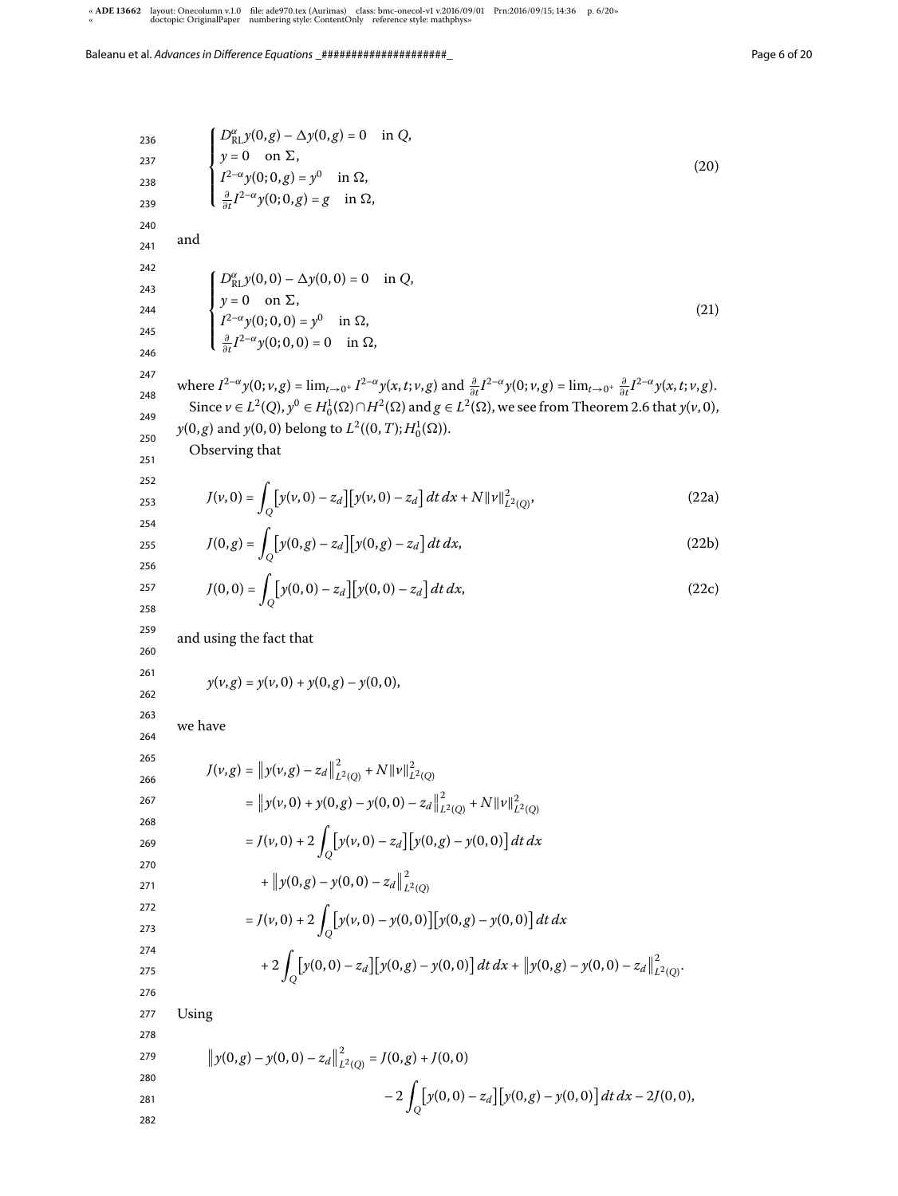$$
\begin{cases}
D^{\alpha}_{\mathrm{RL}} y(0,g) - \Delta y(0,g) = 0 & \text{in } Q, \\
y = 0 & \text{on } \Sigma, \\
I^{2-\alpha} y(0;0,g) = y^0 & \text{in } \Omega, \\
\frac{\partial}{\partial t} I^{2-\alpha} y(0;0,g) = g & \text{in } \Omega,
\end{cases}
\tag{20}
$$

and

$$
\begin{cases}
D^{\alpha}_{\mathrm{RL}} y(0,0) - \Delta y(0,0) = 0 & \text{in } Q, \\
y = 0 & \text{on } \Sigma, \\
I^{2-\alpha} y(0;0,0) = y^0 & \text{in } \Omega, \\
\frac{\partial}{\partial t} I^{2-\alpha} y(0;0,0) = 0 & \text{in } \Omega,
\end{cases}
\tag{21}
$$

where $I^{2-\alpha} y(0;v,g) = \lim_{t\to 0^+} I^{2-\alpha} y(x,t;v,g)$ and $\frac{\partial}{\partial t} I^{2-\alpha} y(0;v,g) = \lim_{t\to 0^+} \frac{\partial}{\partial t} I^{2-\alpha} y(x,t;v,g)$.

Since $v \in L^2(Q)$, $y^0 \in H^1_0(\Omega) \cap H^2(\Omega)$ and $g \in L^2(\Omega)$, we see from Theorem 2.6 that $y(v,0)$, $y(0,g)$ and $y(0,0)$ belong to $L^2((0,T); H^1_0(\Omega))$.

Observing that

$$
J(v,0) = \int_Q \big[y(v,0) - z_d\big]\big[y(v,0) - z_d\big]\,dt\,dx + N\|v\|^2_{L^2(Q)},
\tag{22a}
$$

$$
J(0,g) = \int_Q \big[y(0,g) - z_d\big]\big[y(0,g) - z_d\big]\,dt\,dx,
\tag{22b}
$$

$$
J(0,0) = \int_Q \big[y(0,0) - z_d\big]\big[y(0,0) - z_d\big]\,dt\,dx,
\tag{22c}
$$

and using the fact that

$$
y(v,g) = y(v,0) + y(0,g) - y(0,0),
$$

we have

$$
\begin{aligned}
J(v,g) &= \big\|y(v,g) - z_d\big\|^2_{L^2(Q)} + N\|v\|^2_{L^2(Q)} \\
&= \big\|y(v,0) + y(0,g) - y(0,0) - z_d\big\|^2_{L^2(Q)} + N\|v\|^2_{L^2(Q)} \\
&= J(v,0) + 2\int_Q \big[y(v,0) - z_d\big]\big[y(0,g) - y(0,0)\big]\,dt\,dx \\
&\quad + \big\|y(0,g) - y(0,0) - z_d\big\|^2_{L^2(Q)} \\
&= J(v,0) + 2\int_Q \big[y(v,0) - y(0,0)\big]\big[y(0,g) - y(0,0)\big]\,dt\,dx \\
&\quad + 2\int_Q \big[y(0,0) - z_d\big]\big[y(0,g) - y(0,0)\big]\,dt\,dx + \big\|y(0,g) - y(0,0) - z_d\big\|^2_{L^2(Q)}.
\end{aligned}
$$

Using

$$
\begin{aligned}
\big\|y(0,g) - y(0,0) - z_d\big\|^2_{L^2(Q)} &= J(0,g) + J(0,0) \\
&\quad - 2\int_Q \big[y(0,0) - z_d\big]\big[y(0,g) - y(0,0)\big]\,dt\,dx - 2J(0,0),
\end{aligned}
$$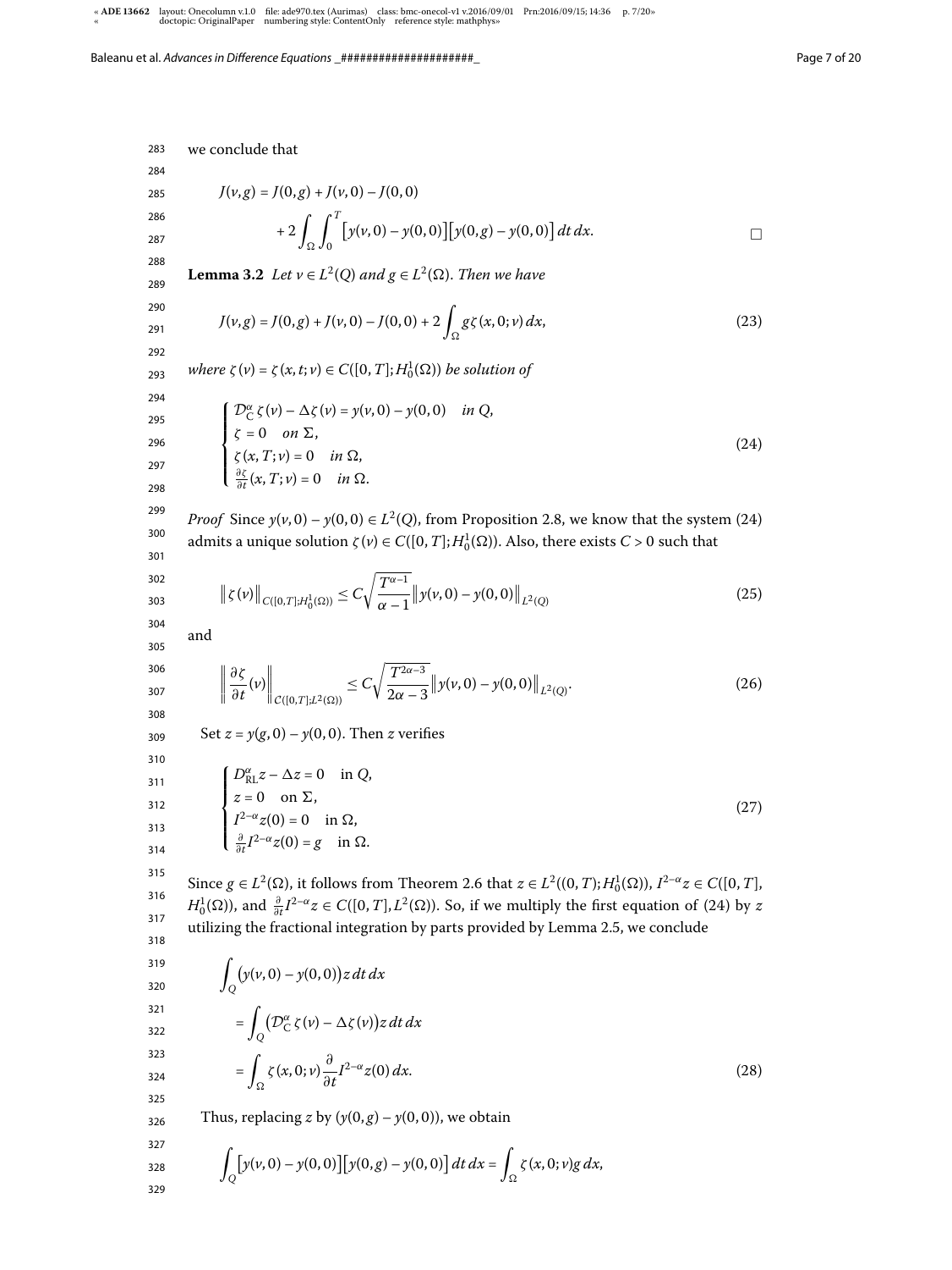we conclude that

$$J(v,g) = J(0,g) + J(v,0) - J(0,0)$$
$$+ 2\int_{\Omega}\int_0^T \big[y(v,0) - y(0,0)\big]\big[y(0,g) - y(0,0)\big]\,dt\,dx. \qquad \square$$

**Lemma 3.2** *Let $v \in L^2(Q)$ and $g \in L^2(\Omega)$. Then we have*

$$J(v,g) = J(0,g) + J(v,0) - J(0,0) + 2\int_{\Omega} g\zeta(x,0;v)\,dx, \tag{23}$$

*where $\zeta(v) = \zeta(x,t;v) \in C([0,T];H_0^1(\Omega))$ be solution of*

$$\begin{cases} \mathcal{D}_{\mathrm{C}}^{\alpha}\zeta(v) - \Delta\zeta(v) = y(v,0) - y(0,0) & \text{in } Q, \\ \zeta = 0 & \text{on } \Sigma, \\ \zeta(x,T;v) = 0 & \text{in } \Omega, \\ \frac{\partial\zeta}{\partial t}(x,T;v) = 0 & \text{in } \Omega. \end{cases} \tag{24}$$

*Proof* Since $y(v,0) - y(0,0) \in L^2(Q)$, from Proposition 2.8, we know that the system (24) admits a unique solution $\zeta(v) \in C([0,T];H_0^1(\Omega))$. Also, there exists $C > 0$ such that

$$\big\|\zeta(v)\big\|_{C([0,T];H_0^1(\Omega))} \leq C\sqrt{\frac{T^{\alpha-1}}{\alpha-1}}\big\|y(v,0) - y(0,0)\big\|_{L^2(Q)} \tag{25}$$

and

$$\left\|\frac{\partial\zeta}{\partial t}(v)\right\|_{C([0,T];L^2(\Omega))} \leq C\sqrt{\frac{T^{2\alpha-3}}{2\alpha-3}}\big\|y(v,0) - y(0,0)\big\|_{L^2(Q)}. \tag{26}$$

Set $z = y(g,0) - y(0,0)$. Then $z$ verifies

$$\begin{cases} D_{\mathrm{RL}}^{\alpha}z - \Delta z = 0 & \text{in } Q, \\ z = 0 & \text{on } \Sigma, \\ I^{2-\alpha}z(0) = 0 & \text{in } \Omega, \\ \frac{\partial}{\partial t}I^{2-\alpha}z(0) = g & \text{in } \Omega. \end{cases} \tag{27}$$

Since $g \in L^2(\Omega)$, it follows from Theorem 2.6 that $z \in L^2((0,T);H_0^1(\Omega))$, $I^{2-\alpha}z \in C([0,T], H_0^1(\Omega))$, and $\frac{\partial}{\partial t}I^{2-\alpha}z \in C([0,T],L^2(\Omega))$. So, if we multiply the first equation of (24) by $z$ utilizing the fractional integration by parts provided by Lemma 2.5, we conclude

$$\int_Q \big(y(v,0) - y(0,0)\big)z\,dt\,dx$$
$$= \int_Q \big(\mathcal{D}_{\mathrm{C}}^{\alpha}\zeta(v) - \Delta\zeta(v)\big)z\,dt\,dx$$
$$= \int_{\Omega}\zeta(x,0;v)\frac{\partial}{\partial t}I^{2-\alpha}z(0)\,dx. \tag{28}$$

Thus, replacing $z$ by $(y(0,g) - y(0,0))$, we obtain

$$\int_Q \big[y(v,0) - y(0,0)\big]\big[y(0,g) - y(0,0)\big]\,dt\,dx = \int_{\Omega}\zeta(x,0;v)g\,dx,$$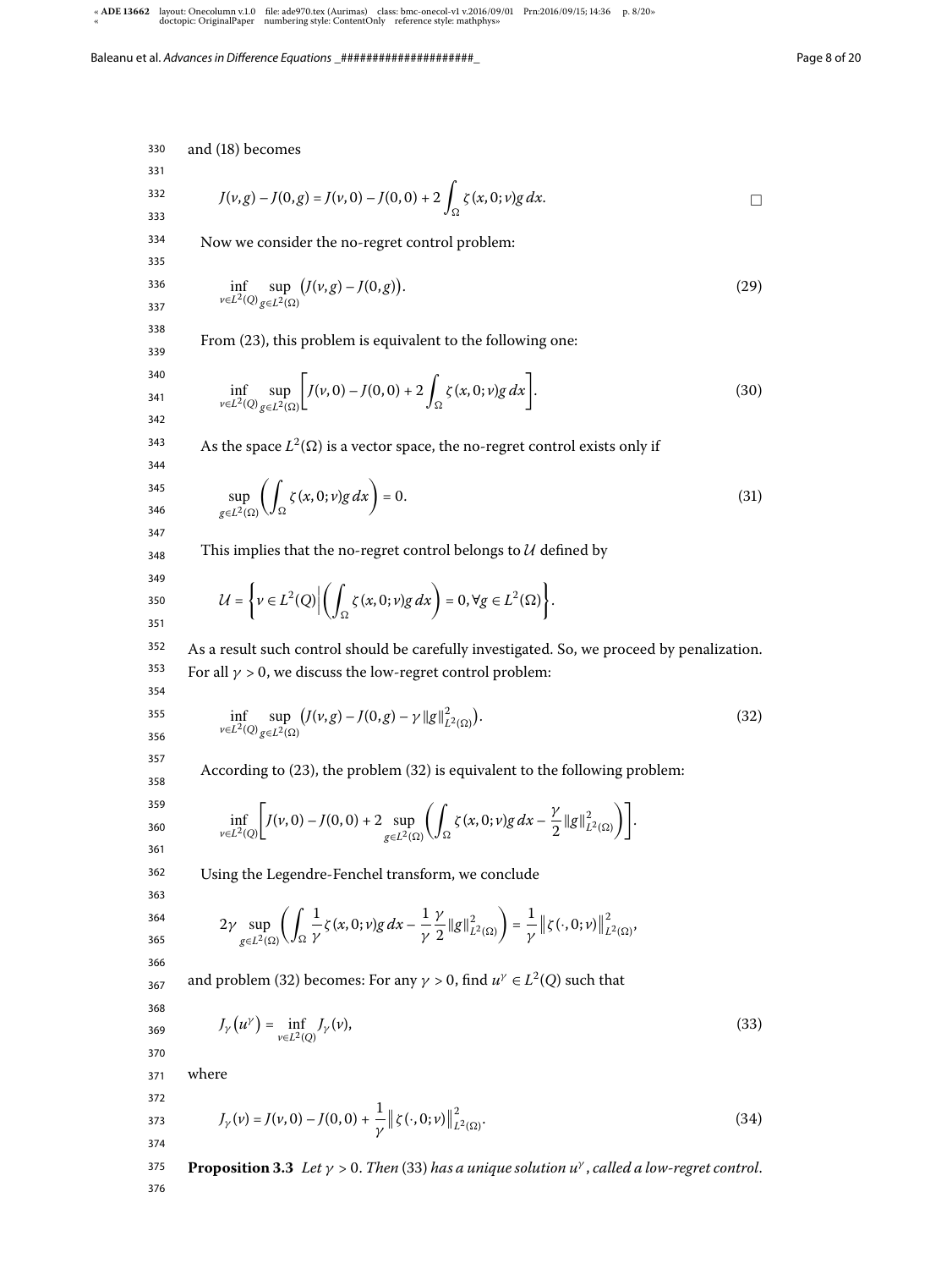and (18) becomes

$$J(v,g) - J(0,g) = J(v,0) - J(0,0) + 2\int_\Omega \zeta(x,0;v)g\,dx. \qquad \square$$

Now we consider the no-regret control problem:

$$\inf_{v\in L^2(Q)} \sup_{g\in L^2(\Omega)} \big(J(v,g) - J(0,g)\big). \tag{29}$$

From (23), this problem is equivalent to the following one:

$$\inf_{v\in L^2(Q)} \sup_{g\in L^2(\Omega)} \left[J(v,0) - J(0,0) + 2\int_\Omega \zeta(x,0;v)g\,dx\right]. \tag{30}$$

As the space $L^2(\Omega)$ is a vector space, the no-regret control exists only if

$$\sup_{g\in L^2(\Omega)} \left(\int_\Omega \zeta(x,0;v)g\,dx\right) = 0. \tag{31}$$

This implies that the no-regret control belongs to $\mathcal{U}$ defined by

$$\mathcal{U} = \left\{v\in L^2(Q) \,\middle|\, \left(\int_\Omega \zeta(x,0;v)g\,dx\right) = 0, \forall g\in L^2(\Omega)\right\}.$$

As a result such control should be carefully investigated. So, we proceed by penalization. For all $\gamma > 0$, we discuss the low-regret control problem:

$$\inf_{v\in L^2(Q)} \sup_{g\in L^2(\Omega)} \big(J(v,g) - J(0,g) - \gamma\|g\|^2_{L^2(\Omega)}\big). \tag{32}$$

According to (23), the problem (32) is equivalent to the following problem:

$$\inf_{v\in L^2(Q)} \left[J(v,0) - J(0,0) + 2\sup_{g\in L^2(\Omega)} \left(\int_\Omega \zeta(x,0;v)g\,dx - \frac{\gamma}{2}\|g\|^2_{L^2(\Omega)}\right)\right].$$

Using the Legendre-Fenchel transform, we conclude

$$2\gamma \sup_{g\in L^2(\Omega)} \left(\int_\Omega \frac{1}{\gamma}\zeta(x,0;v)g\,dx - \frac{1}{\gamma}\frac{\gamma}{2}\|g\|^2_{L^2(\Omega)}\right) = \frac{1}{\gamma}\big\|\zeta(\cdot,0;v)\big\|^2_{L^2(\Omega)},$$

and problem (32) becomes: For any $\gamma > 0$, find $u^\gamma \in L^2(Q)$ such that

$$J_\gamma\big(u^\gamma\big) = \inf_{v\in L^2(Q)} J_\gamma(v), \tag{33}$$

where

$$J_\gamma(v) = J(v,0) - J(0,0) + \frac{1}{\gamma}\big\|\zeta(\cdot,0;v)\big\|^2_{L^2(\Omega)}. \tag{34}$$

**Proposition 3.3** *Let $\gamma > 0$. Then* (33) *has a unique solution $u^\gamma$, called a low-regret control.*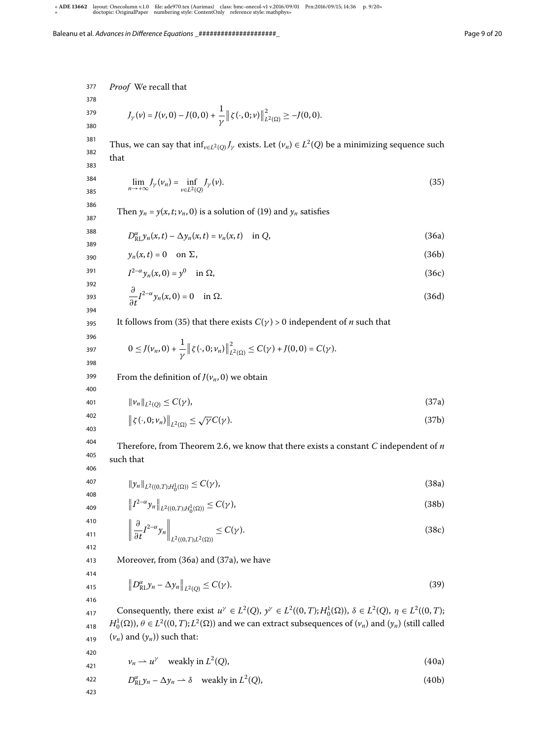*Proof* We recall that

$$J_\gamma(v) = J(v,0) - J(0,0) + \frac{1}{\gamma}\left\| \zeta(\cdot,0;v)\right\|^2_{L^2(\Omega)} \geq -J(0,0).$$

Thus, we can say that $\inf_{v\in L^2(Q)} J_\gamma$ exists. Let $(v_n) \in L^2(Q)$ be a minimizing sequence such that

$$\lim_{n\to+\infty} J_\gamma(v_n) = \inf_{v\in L^2(Q)} J_\gamma(v). \tag{35}$$

Then $y_n = y(x,t;v_n,0)$ is a solution of (19) and $y_n$ satisfies

$$D^\alpha_{\mathrm{RL}} y_n(x,t) - \Delta y_n(x,t) = v_n(x,t) \quad \text{in } Q, \tag{36a}$$

$$y_n(x,t) = 0 \quad \text{on } \Sigma, \tag{36b}$$

$$I^{2-\alpha} y_n(x,0) = y^0 \quad \text{in } \Omega, \tag{36c}$$

$$\frac{\partial}{\partial t} I^{2-\alpha} y_n(x,0) = 0 \quad \text{in } \Omega. \tag{36d}$$

It follows from (35) that there exists $C(\gamma) > 0$ independent of $n$ such that

$$0 \leq J(v_n,0) + \frac{1}{\gamma}\left\| \zeta(\cdot,0;v_n)\right\|^2_{L^2(\Omega)} \leq C(\gamma) + J(0,0) = C(\gamma).$$

From the definition of $J(v_n,0)$ we obtain

$$\|v_n\|_{L^2(Q)} \leq C(\gamma), \tag{37a}$$

$$\left\| \zeta(\cdot,0;v_n)\right\|_{L^2(\Omega)} \leq \sqrt{\gamma}C(\gamma). \tag{37b}$$

Therefore, from Theorem 2.6, we know that there exists a constant $C$ independent of $n$ such that

$$\|y_n\|_{L^2((0,T);H^1_0(\Omega))} \leq C(\gamma), \tag{38a}$$

$$\left\| I^{2-\alpha} y_n\right\|_{L^2((0,T);H^1_0(\Omega))} \leq C(\gamma), \tag{38b}$$

$$\left\| \frac{\partial}{\partial t} I^{2-\alpha} y_n\right\|_{L^2((0,T);L^2(\Omega))} \leq C(\gamma). \tag{38c}$$

Moreover, from (36a) and (37a), we have

$$\left\| D^\alpha_{\mathrm{RL}} y_n - \Delta y_n\right\|_{L^2(Q)} \leq C(\gamma). \tag{39}$$

Consequently, there exist $u^\gamma \in L^2(Q)$, $y^\gamma \in L^2((0,T);H^1_0(\Omega))$, $\delta \in L^2(Q)$, $\eta \in L^2((0,T);H^1_0(\Omega))$, $\theta \in L^2((0,T);L^2(\Omega))$ and we can extract subsequences of $(v_n)$ and $(y_n)$ (still called $(v_n)$ and $(y_n)$) such that:

$$v_n \rightharpoonup u^\gamma \quad \text{weakly in } L^2(Q), \tag{40a}$$

$$D^\alpha_{\mathrm{RL}} y_n - \Delta y_n \rightharpoonup \delta \quad \text{weakly in } L^2(Q), \tag{40b}$$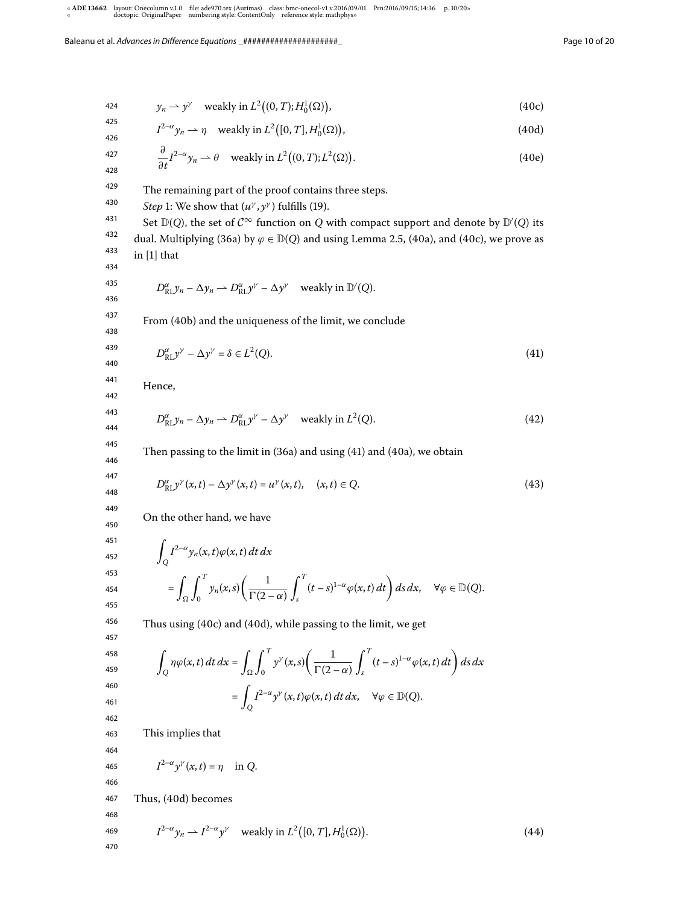$$y_n \rightharpoonup y^\gamma \quad \text{weakly in } L^2\big((0,T);H_0^1(\Omega)\big), \tag{40c}$$

$$I^{2-\alpha}y_n \rightharpoonup \eta \quad \text{weakly in } L^2\big([0,T],H_0^1(\Omega)\big), \tag{40d}$$

$$\frac{\partial}{\partial t}I^{2-\alpha}y_n \rightharpoonup \theta \quad \text{weakly in } L^2\big((0,T);L^2(\Omega)\big). \tag{40e}$$

The remaining part of the proof contains three steps.

*Step* 1: We show that $(u^\gamma, y^\gamma)$ fulfills (19).

Set $\mathbb{D}(Q)$, the set of $\mathcal{C}^\infty$ function on $Q$ with compact support and denote by $\mathbb{D}'(Q)$ its dual. Multiplying (36a) by $\varphi \in \mathbb{D}(Q)$ and using Lemma 2.5, (40a), and (40c), we prove as in [1] that

$$D^\alpha_{\mathrm{RL}}y_n - \Delta y_n \rightharpoonup D^\alpha_{\mathrm{RL}}y^\gamma - \Delta y^\gamma \quad \text{weakly in } \mathbb{D}'(Q).$$

From (40b) and the uniqueness of the limit, we conclude

$$D^\alpha_{\mathrm{RL}}y^\gamma - \Delta y^\gamma = \delta \in L^2(Q). \tag{41}$$

Hence,

$$D^\alpha_{\mathrm{RL}}y_n - \Delta y_n \rightharpoonup D^\alpha_{\mathrm{RL}}y^\gamma - \Delta y^\gamma \quad \text{weakly in } L^2(Q). \tag{42}$$

Then passing to the limit in (36a) and using (41) and (40a), we obtain

$$D^\alpha_{\mathrm{RL}}y^\gamma(x,t) - \Delta y^\gamma(x,t) = u^\gamma(x,t), \quad (x,t) \in Q. \tag{43}$$

On the other hand, we have

$$\begin{aligned}
&\int_Q I^{2-\alpha}y_n(x,t)\varphi(x,t)\,dt\,dx \\
&\quad = \int_\Omega \int_0^T y_n(x,s)\left(\frac{1}{\Gamma(2-\alpha)}\int_s^T (t-s)^{1-\alpha}\varphi(x,t)\,dt\right)ds\,dx, \quad \forall \varphi \in \mathbb{D}(Q).
\end{aligned}$$

Thus using (40c) and (40d), while passing to the limit, we get

$$\begin{aligned}
\int_Q \eta\varphi(x,t)\,dt\,dx &= \int_\Omega \int_0^T y^\gamma(x,s)\left(\frac{1}{\Gamma(2-\alpha)}\int_s^T (t-s)^{1-\alpha}\varphi(x,t)\,dt\right)ds\,dx \\
&= \int_Q I^{2-\alpha}y^\gamma(x,t)\varphi(x,t)\,dt\,dx, \quad \forall \varphi \in \mathbb{D}(Q).
\end{aligned}$$

This implies that

$$I^{2-\alpha}y^\gamma(x,t) = \eta \quad \text{in } Q.$$

Thus, (40d) becomes

$$I^{2-\alpha}y_n \rightharpoonup I^{2-\alpha}y^\gamma \quad \text{weakly in } L^2\big([0,T],H_0^1(\Omega)\big). \tag{44}$$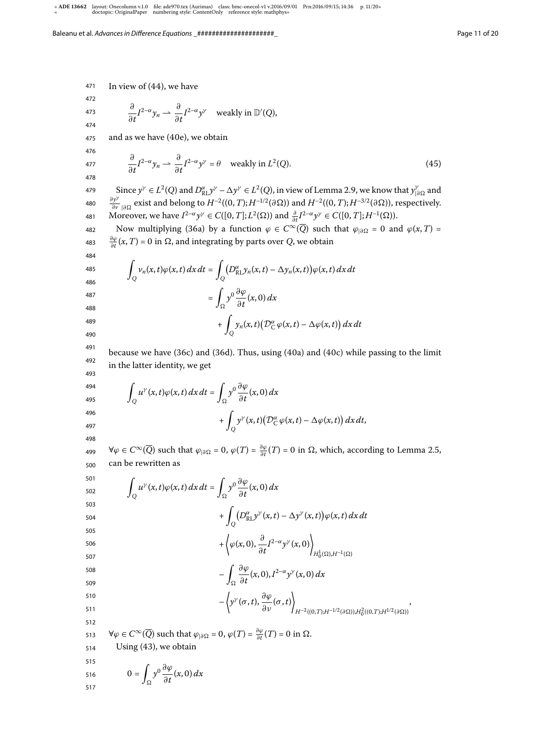In view of (44), we have

$$\frac{\partial}{\partial t} I^{2-\alpha} y_n \rightharpoonup \frac{\partial}{\partial t} I^{2-\alpha} y^\gamma \quad \text{weakly in } \mathbb{D}'(Q),$$

and as we have (40e), we obtain

$$\frac{\partial}{\partial t} I^{2-\alpha} y_n \rightharpoonup \frac{\partial}{\partial t} I^{2-\alpha} y^\gamma = \theta \quad \text{weakly in } L^2(Q). \tag{45}$$

Since $y^\gamma \in L^2(Q)$ and $D^\alpha_{\mathrm{RL}} y^\gamma - \Delta y^\gamma \in L^2(Q)$, in view of Lemma 2.9, we know that $y^\gamma_{|\partial\Omega}$ and $\frac{\partial y^\gamma}{\partial \nu}_{|\partial\Omega}$ exist and belong to $H^{-2}((0,T); H^{-1/2}(\partial\Omega))$ and $H^{-2}((0,T); H^{-3/2}(\partial\Omega))$, respectively. Moreover, we have $I^{2-\alpha} y^\gamma \in C([0,T]; L^2(\Omega))$ and $\frac{\partial}{\partial t} I^{2-\alpha} y^\gamma \in C([0,T]; H^{-1}(\Omega))$.

Now multiplying (36a) by a function $\varphi \in C^\infty(\overline{Q})$ such that $\varphi_{|\partial\Omega} = 0$ and $\varphi(x,T) = \frac{\partial \varphi}{\partial t}(x,T) = 0$ in $\Omega$, and integrating by parts over $Q$, we obtain

$$\begin{aligned}
\int_Q v_n(x,t)\varphi(x,t)\,dx\,dt &= \int_Q \big(D^\alpha_{\mathrm{RL}} y_n(x,t) - \Delta y_n(x,t)\big)\varphi(x,t)\,dx\,dt \\
&= \int_\Omega y^0 \frac{\partial \varphi}{\partial t}(x,0)\,dx \\
&\quad + \int_Q y_n(x,t)\big(\mathcal{D}^\alpha_{\mathrm{C}} \varphi(x,t) - \Delta\varphi(x,t)\big)\,dx\,dt
\end{aligned}$$

because we have (36c) and (36d). Thus, using (40a) and (40c) while passing to the limit in the latter identity, we get

$$\begin{aligned}
\int_Q u^\gamma(x,t)\varphi(x,t)\,dx\,dt &= \int_\Omega y^0 \frac{\partial \varphi}{\partial t}(x,0)\,dx \\
&\quad + \int_Q y^\gamma(x,t)\big(\mathcal{D}^\alpha_{\mathrm{C}} \varphi(x,t) - \Delta\varphi(x,t)\big)\,dx\,dt,
\end{aligned}$$

$\forall \varphi \in C^\infty(\overline{Q})$ such that $\varphi_{|\partial\Omega} = 0$, $\varphi(T) = \frac{\partial\varphi}{\partial t}(T) = 0$ in $\Omega$, which, according to Lemma 2.5, can be rewritten as

$$\begin{aligned}
\int_Q u^\gamma(x,t)\varphi(x,t)\,dx\,dt &= \int_\Omega y^0 \frac{\partial \varphi}{\partial t}(x,0)\,dx \\
&\quad + \int_Q \big(D^\alpha_{\mathrm{RL}} y^\gamma(x,t) - \Delta y^\gamma(x,t)\big)\varphi(x,t)\,dx\,dt \\
&\quad + \left\langle \varphi(x,0), \frac{\partial}{\partial t} I^{2-\alpha} y^\gamma(x,0) \right\rangle_{H^1_0(\Omega), H^{-1}(\Omega)} \\
&\quad - \int_\Omega \frac{\partial \varphi}{\partial t}(x,0), I^{2-\alpha} y^\gamma(x,0)\,dx \\
&\quad - \left\langle y^\gamma(\sigma,t), \frac{\partial \varphi}{\partial \nu}(\sigma,t) \right\rangle_{H^{-2}((0,T);H^{-1/2}(\partial\Omega)), H^2_0((0,T);H^{1/2}(\partial\Omega))},
\end{aligned}$$

$\forall \varphi \in C^\infty(\overline{Q})$ such that $\varphi_{|\partial\Omega} = 0$, $\varphi(T) = \frac{\partial\varphi}{\partial t}(T) = 0$ in $\Omega$.

Using (43), we obtain

$$0 = \int_\Omega y^0 \frac{\partial \varphi}{\partial t}(x,0)\,dx$$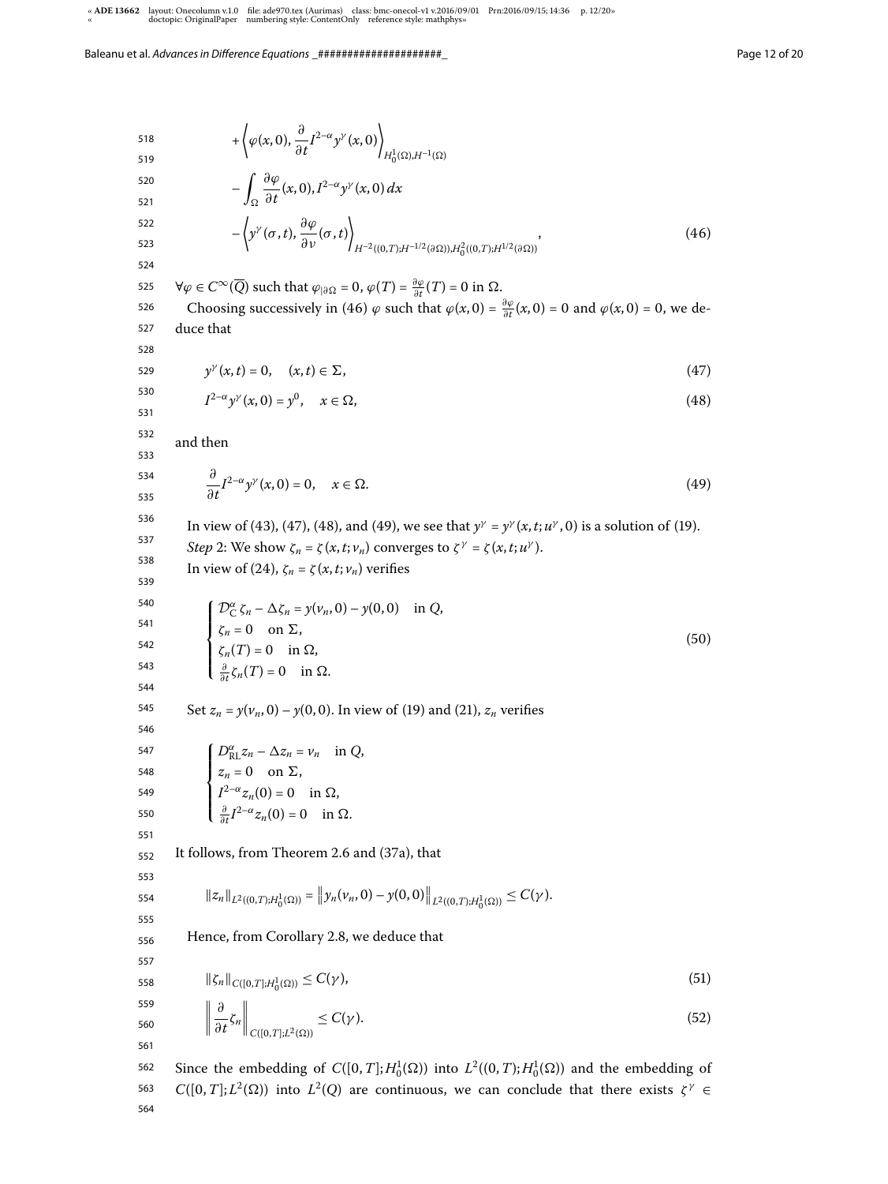$$
\begin{aligned}
&+\left\langle \varphi(x,0), \frac{\partial}{\partial t} I^{2-\alpha} y^{\gamma}(x,0) \right\rangle_{H_0^1(\Omega), H^{-1}(\Omega)} \\
&- \int_{\Omega} \frac{\partial \varphi}{\partial t}(x,0), I^{2-\alpha} y^{\gamma}(x,0)\, dx \\
&- \left\langle y^{\gamma}(\sigma,t), \frac{\partial \varphi}{\partial \nu}(\sigma,t) \right\rangle_{H^{-2}((0,T);H^{-1/2}(\partial\Omega)), H_0^2((0,T);H^{1/2}(\partial\Omega))},
\end{aligned}
\tag{46}
$$

$\forall \varphi \in C^{\infty}(\overline{Q})$ such that $\varphi_{|\partial\Omega} = 0$, $\varphi(T) = \frac{\partial \varphi}{\partial t}(T) = 0$ in $\Omega$.

Choosing successively in (46) $\varphi$ such that $\varphi(x,0) = \frac{\partial \varphi}{\partial t}(x,0) = 0$ and $\varphi(x,0) = 0$, we deduce that

$$
y^{\gamma}(x,t) = 0, \quad (x,t) \in \Sigma, \tag{47}
$$

$$
I^{2-\alpha} y^{\gamma}(x,0) = y^0, \quad x \in \Omega, \tag{48}
$$

and then

$$
\frac{\partial}{\partial t} I^{2-\alpha} y^{\gamma}(x,0) = 0, \quad x \in \Omega. \tag{49}
$$

In view of (43), (47), (48), and (49), we see that $y^{\gamma} = y^{\gamma}(x,t;u^{\gamma},0)$ is a solution of (19).

*Step* 2: We show $\zeta_n = \zeta(x,t;v_n)$ converges to $\zeta^{\gamma} = \zeta(x,t;u^{\gamma})$.

In view of (24), $\zeta_n = \zeta(x,t;v_n)$ verifies

$$
\begin{cases}
\mathcal{D}_{\mathrm{C}}^{\alpha} \zeta_n - \Delta \zeta_n = y(v_n,0) - y(0,0) & \text{in } Q, \\
\zeta_n = 0 & \text{on } \Sigma, \\
\zeta_n(T) = 0 & \text{in } \Omega, \\
\frac{\partial}{\partial t} \zeta_n(T) = 0 & \text{in } \Omega.
\end{cases}
\tag{50}
$$

Set $z_n = y(v_n,0) - y(0,0)$. In view of (19) and (21), $z_n$ verifies

$$
\begin{cases}
D_{\mathrm{RL}}^{\alpha} z_n - \Delta z_n = v_n & \text{in } Q, \\
z_n = 0 & \text{on } \Sigma, \\
I^{2-\alpha} z_n(0) = 0 & \text{in } \Omega, \\
\frac{\partial}{\partial t} I^{2-\alpha} z_n(0) = 0 & \text{in } \Omega.
\end{cases}
$$

It follows, from Theorem 2.6 and (37a), that

$$
\|z_n\|_{L^2((0,T);H_0^1(\Omega))} = \left\| y_n(v_n,0) - y(0,0) \right\|_{L^2((0,T);H_0^1(\Omega))} \le C(\gamma).
$$

Hence, from Corollary 2.8, we deduce that

$$
\|\zeta_n\|_{C([0,T];H_0^1(\Omega))} \le C(\gamma), \tag{51}
$$

$$
\left\| \frac{\partial}{\partial t} \zeta_n \right\|_{C([0,T];L^2(\Omega))} \le C(\gamma). \tag{52}
$$

Since the embedding of $C([0,T];H_0^1(\Omega))$ into $L^2((0,T);H_0^1(\Omega))$ and the embedding of $C([0,T];L^2(\Omega))$ into $L^2(Q)$ are continuous, we can conclude that there exists $\zeta^{\gamma} \in$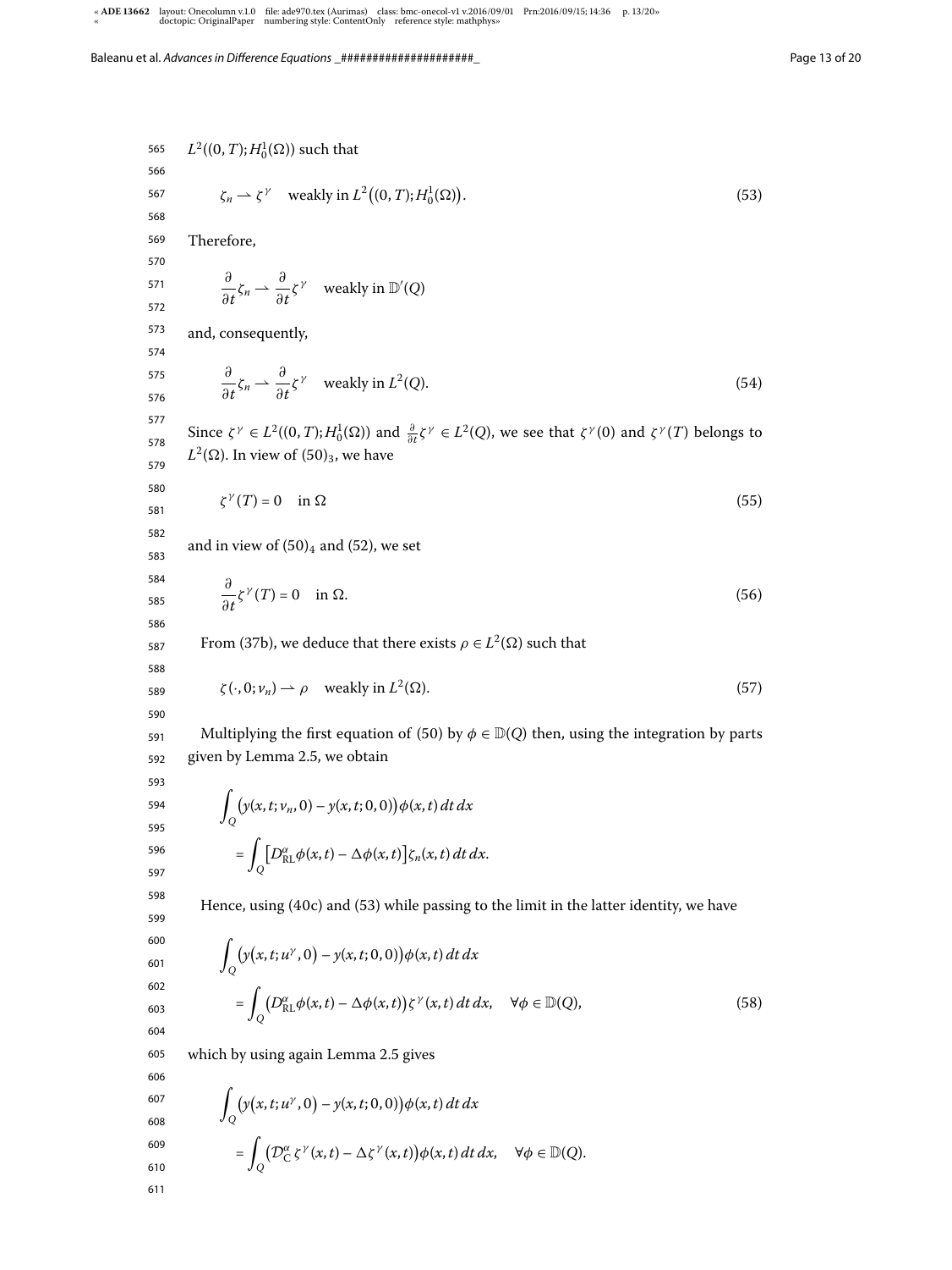$L^2((0,T);H_0^1(\Omega))$ such that

$$\zeta_n \rightharpoonup \zeta^\gamma \quad \text{weakly in } L^2\big((0,T);H_0^1(\Omega)\big). \tag{53}$$

Therefore,

$$\frac{\partial}{\partial t}\zeta_n \rightharpoonup \frac{\partial}{\partial t}\zeta^\gamma \quad \text{weakly in } \mathbb{D}'(Q)$$

and, consequently,

$$\frac{\partial}{\partial t}\zeta_n \rightharpoonup \frac{\partial}{\partial t}\zeta^\gamma \quad \text{weakly in } L^2(Q). \tag{54}$$

Since $\zeta^\gamma \in L^2((0,T);H_0^1(\Omega))$ and $\frac{\partial}{\partial t}\zeta^\gamma \in L^2(Q)$, we see that $\zeta^\gamma(0)$ and $\zeta^\gamma(T)$ belongs to $L^2(\Omega)$. In view of $(50)_3$, we have

$$\zeta^\gamma(T) = 0 \quad \text{in } \Omega \tag{55}$$

and in view of $(50)_4$ and (52), we set

$$\frac{\partial}{\partial t}\zeta^\gamma(T) = 0 \quad \text{in } \Omega. \tag{56}$$

From (37b), we deduce that there exists $\rho \in L^2(\Omega)$ such that

$$\zeta(\cdot,0;\nu_n) \rightharpoonup \rho \quad \text{weakly in } L^2(\Omega). \tag{57}$$

Multiplying the first equation of (50) by $\phi \in \mathbb{D}(Q)$ then, using the integration by parts given by Lemma 2.5, we obtain

$$\begin{aligned}
&\int_Q \big(y(x,t;\nu_n,0) - y(x,t;0,0)\big)\phi(x,t)\,dt\,dx \\
&\quad = \int_Q \big[D_{\mathrm{RL}}^\alpha \phi(x,t) - \Delta\phi(x,t)\big]\zeta_n(x,t)\,dt\,dx.
\end{aligned}$$

Hence, using (40c) and (53) while passing to the limit in the latter identity, we have

$$\begin{aligned}
&\int_Q \big(y(x,t;u^\gamma,0) - y(x,t;0,0)\big)\phi(x,t)\,dt\,dx \\
&\quad = \int_Q \big(D_{\mathrm{RL}}^\alpha \phi(x,t) - \Delta\phi(x,t)\big)\zeta^\gamma(x,t)\,dt\,dx, \quad \forall \phi \in \mathbb{D}(Q),
\end{aligned} \tag{58}$$

which by using again Lemma 2.5 gives

$$\begin{aligned}
&\int_Q \big(y(x,t;u^\gamma,0) - y(x,t;0,0)\big)\phi(x,t)\,dt\,dx \\
&\quad = \int_Q \big(\mathcal{D}_{\mathrm{C}}^\alpha \zeta^\gamma(x,t) - \Delta\zeta^\gamma(x,t)\big)\phi(x,t)\,dt\,dx, \quad \forall \phi \in \mathbb{D}(Q).
\end{aligned}$$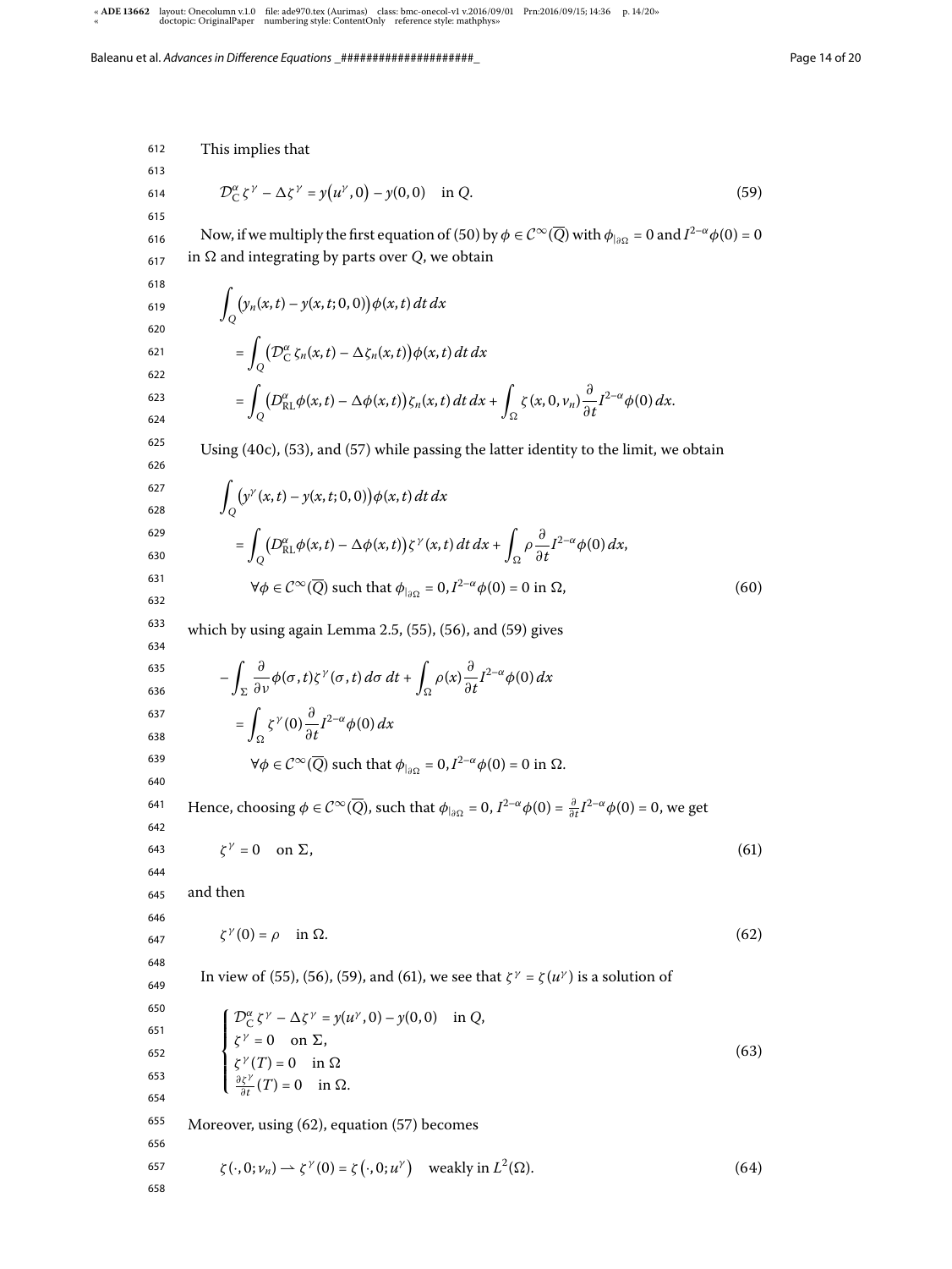This implies that

$$\mathcal{D}_{\mathrm{C}}^{\alpha}\zeta^{\gamma} - \Delta\zeta^{\gamma} = y\big(u^{\gamma}, 0\big) - y(0,0) \quad \text{in } Q. \tag{59}$$

Now, if we multiply the first equation of (50) by $\phi \in \mathcal{C}^{\infty}(\overline{Q})$ with $\phi_{|\partial\Omega} = 0$ and $I^{2-\alpha}\phi(0) = 0$ in $\Omega$ and integrating by parts over $Q$, we obtain

$$\begin{aligned}
&\int_Q \big(y_n(x,t) - y(x,t;0,0)\big)\phi(x,t)\,dt\,dx \\
&\quad = \int_Q \big(\mathcal{D}_{\mathrm{C}}^{\alpha}\zeta_n(x,t) - \Delta\zeta_n(x,t)\big)\phi(x,t)\,dt\,dx \\
&\quad = \int_Q \big(D_{\mathrm{RL}}^{\alpha}\phi(x,t) - \Delta\phi(x,t)\big)\zeta_n(x,t)\,dt\,dx + \int_\Omega \zeta(x,0,v_n)\frac{\partial}{\partial t}I^{2-\alpha}\phi(0)\,dx.
\end{aligned}$$

Using (40c), (53), and (57) while passing the latter identity to the limit, we obtain

$$\begin{aligned}
&\int_Q \big(y^{\gamma}(x,t) - y(x,t;0,0)\big)\phi(x,t)\,dt\,dx \\
&\quad = \int_Q \big(D_{\mathrm{RL}}^{\alpha}\phi(x,t) - \Delta\phi(x,t)\big)\zeta^{\gamma}(x,t)\,dt\,dx + \int_\Omega \rho\frac{\partial}{\partial t}I^{2-\alpha}\phi(0)\,dx, \\
&\qquad \forall\phi \in \mathcal{C}^{\infty}(\overline{Q}) \text{ such that } \phi_{|\partial\Omega} = 0, I^{2-\alpha}\phi(0) = 0 \text{ in } \Omega,
\end{aligned} \tag{60}$$

which by using again Lemma 2.5, (55), (56), and (59) gives

$$\begin{aligned}
&-\int_\Sigma \frac{\partial}{\partial\nu}\phi(\sigma,t)\zeta^{\gamma}(\sigma,t)\,d\sigma\,dt + \int_\Omega \rho(x)\frac{\partial}{\partial t}I^{2-\alpha}\phi(0)\,dx \\
&\quad = \int_\Omega \zeta^{\gamma}(0)\frac{\partial}{\partial t}I^{2-\alpha}\phi(0)\,dx \\
&\qquad \forall\phi \in \mathcal{C}^{\infty}(\overline{Q}) \text{ such that } \phi_{|\partial\Omega} = 0, I^{2-\alpha}\phi(0) = 0 \text{ in } \Omega.
\end{aligned}$$

Hence, choosing $\phi \in \mathcal{C}^{\infty}(\overline{Q})$, such that $\phi_{|\partial\Omega} = 0$, $I^{2-\alpha}\phi(0) = \frac{\partial}{\partial t}I^{2-\alpha}\phi(0) = 0$, we get

$$\zeta^{\gamma} = 0 \quad \text{on } \Sigma, \tag{61}$$

and then

$$\zeta^{\gamma}(0) = \rho \quad \text{in } \Omega. \tag{62}$$

In view of (55), (56), (59), and (61), we see that $\zeta^{\gamma} = \zeta(u^{\gamma})$ is a solution of

$$\begin{cases}
\mathcal{D}_{\mathrm{C}}^{\alpha}\zeta^{\gamma} - \Delta\zeta^{\gamma} = y(u^{\gamma},0) - y(0,0) & \text{in } Q, \\
\zeta^{\gamma} = 0 & \text{on } \Sigma, \\
\zeta^{\gamma}(T) = 0 & \text{in } \Omega \\
\frac{\partial\zeta^{\gamma}}{\partial t}(T) = 0 & \text{in } \Omega.
\end{cases} \tag{63}$$

Moreover, using (62), equation (57) becomes

$$\zeta(\cdot,0;v_n) \rightharpoonup \zeta^{\gamma}(0) = \zeta\big(\cdot,0;u^{\gamma}\big) \quad \text{weakly in } L^2(\Omega). \tag{64}$$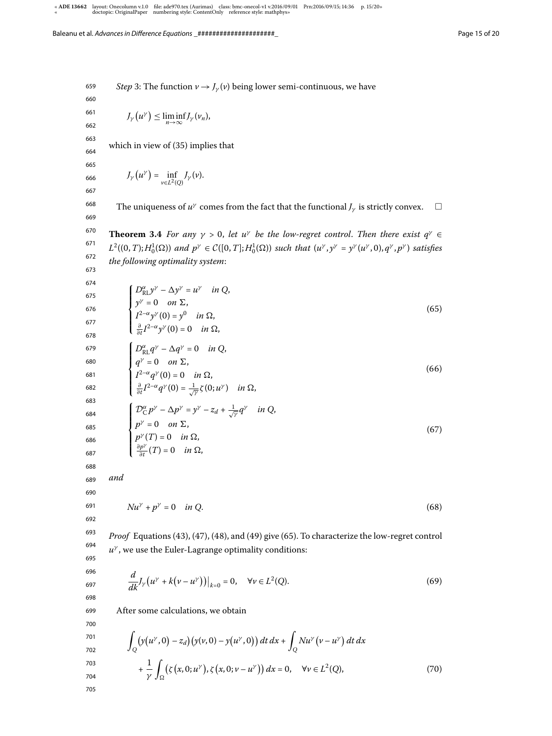*Step* 3: The function $v \to J_\gamma(v)$ being lower semi-continuous, we have

$$J_\gamma\big(u^\gamma\big) \le \liminf_{n\to\infty} J_\gamma(v_n),$$

which in view of (35) implies that

$$J_\gamma\big(u^\gamma\big) = \inf_{v\in L^2(Q)} J_\gamma(v).$$

The uniqueness of $u^\gamma$ comes from the fact that the functional $J_\gamma$ is strictly convex. □

**Theorem 3.4** *For any $\gamma > 0$, let $u^\gamma$ be the low-regret control. Then there exist $q^\gamma \in L^2((0,T);H_0^1(\Omega))$ and $p^\gamma \in \mathcal{C}([0,T];H_0^1(\Omega))$ such that $(u^\gamma, y^\gamma = y^\gamma(u^\gamma,0), q^\gamma, p^\gamma)$ satisfies the following optimality system*:

$$\begin{cases} D_{\mathrm{RL}}^\alpha y^\gamma - \Delta y^\gamma = u^\gamma & \text{in } Q,\\ y^\gamma = 0 & \text{on } \Sigma,\\ I^{2-\alpha} y^\gamma(0) = y^0 & \text{in } \Omega,\\ \frac{\partial}{\partial t} I^{2-\alpha} y^\gamma(0) = 0 & \text{in } \Omega, \end{cases} \tag{65}$$

$$\begin{cases} D_{\mathrm{RL}}^\alpha q^\gamma - \Delta q^\gamma = 0 & \text{in } Q,\\ q^\gamma = 0 & \text{on } \Sigma,\\ I^{2-\alpha} q^\gamma(0) = 0 & \text{in } \Omega,\\ \frac{\partial}{\partial t} I^{2-\alpha} q^\gamma(0) = \frac{1}{\sqrt{\gamma}}\zeta(0;u^\gamma) & \text{in } \Omega, \end{cases} \tag{66}$$

$$\begin{cases} \mathcal{D}_{\mathrm{C}}^\alpha p^\gamma - \Delta p^\gamma = y^\gamma - z_d + \frac{1}{\sqrt{\gamma}} q^\gamma & \text{in } Q,\\ p^\gamma = 0 & \text{on } \Sigma,\\ p^\gamma(T) = 0 & \text{in } \Omega,\\ \frac{\partial p^\gamma}{\partial t}(T) = 0 & \text{in } \Omega, \end{cases} \tag{67}$$

*and*

$$Nu^\gamma + p^\gamma = 0 \quad \text{in } Q. \tag{68}$$

*Proof* Equations (43), (47), (48), and (49) give (65). To characterize the low-regret control $u^\gamma$, we use the Euler-Lagrange optimality conditions:

$$\frac{d}{dk} J_\gamma\big(u^\gamma + k\big(v - u^\gamma\big)\big)\big|_{k=0} = 0, \quad \forall v \in L^2(Q). \tag{69}$$

After some calculations, we obtain

$$\begin{aligned} &\int_Q \big(y\big(u^\gamma,0\big) - z_d\big)\big(y(v,0) - y\big(u^\gamma,0\big)\big)\,dt\,dx + \int_Q Nu^\gamma\big(v - u^\gamma\big)\,dt\,dx \\ &\quad + \frac{1}{\gamma}\int_\Omega \big(\zeta\big(x,0;u^\gamma\big), \zeta\big(x,0;v - u^\gamma\big)\big)\,dx = 0, \quad \forall v \in L^2(Q), \end{aligned} \tag{70}$$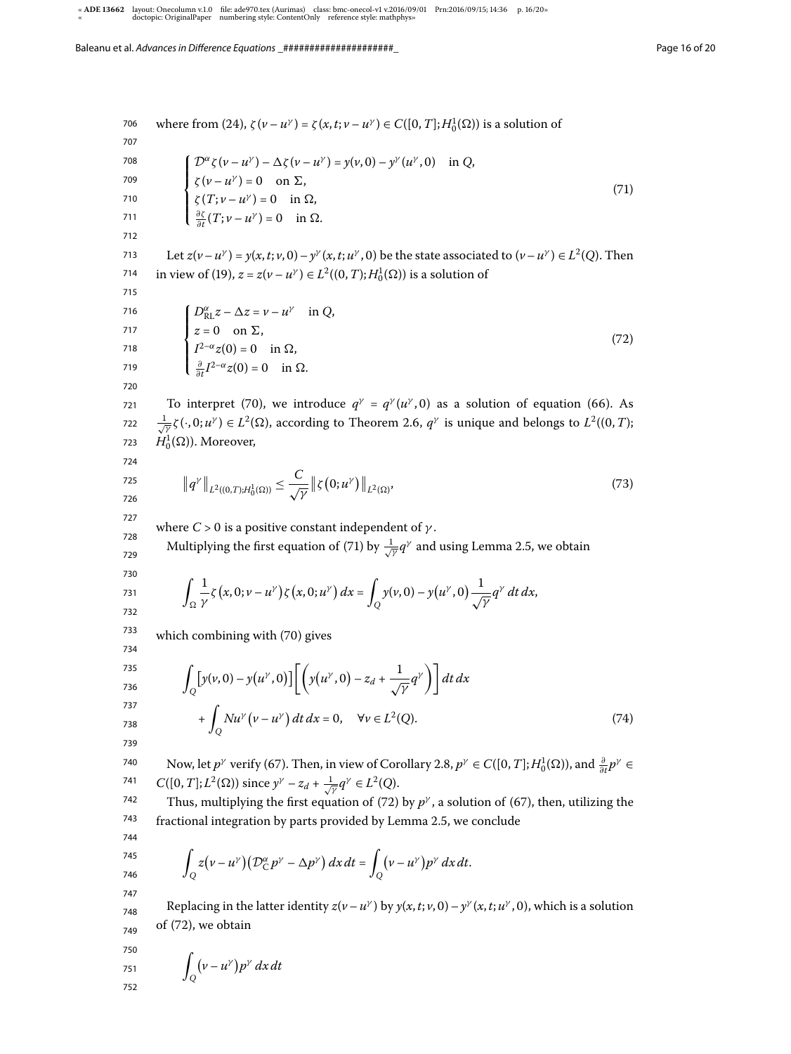where from (24), $\zeta(v - u^\gamma) = \zeta(x, t; v - u^\gamma) \in C([0, T]; H_0^1(\Omega))$ is a solution of

$$
\begin{cases}
\mathcal{D}^\alpha \zeta(v - u^\gamma) - \Delta\zeta(v - u^\gamma) = y(v, 0) - y^\gamma(u^\gamma, 0) & \text{in } Q, \\
\zeta(v - u^\gamma) = 0 & \text{on } \Sigma, \\
\zeta(T; v - u^\gamma) = 0 & \text{in } \Omega, \\
\frac{\partial \zeta}{\partial t}(T; v - u^\gamma) = 0 & \text{in } \Omega.
\end{cases}
\tag{71}
$$

Let $z(v - u^\gamma) = y(x, t; v, 0) - y^\gamma(x, t; u^\gamma, 0)$ be the state associated to $(v - u^\gamma) \in L^2(Q)$. Then in view of (19), $z = z(v - u^\gamma) \in L^2((0, T); H_0^1(\Omega))$ is a solution of

$$
\begin{cases}
D_{\mathrm{RL}}^\alpha z - \Delta z = v - u^\gamma & \text{in } Q, \\
z = 0 & \text{on } \Sigma, \\
I^{2-\alpha} z(0) = 0 & \text{in } \Omega, \\
\frac{\partial}{\partial t} I^{2-\alpha} z(0) = 0 & \text{in } \Omega.
\end{cases}
\tag{72}
$$

To interpret (70), we introduce $q^\gamma = q^\gamma(u^\gamma, 0)$ as a solution of equation (66). As $\frac{1}{\sqrt{\gamma}}\zeta(\cdot, 0; u^\gamma) \in L^2(\Omega)$, according to Theorem 2.6, $q^\gamma$ is unique and belongs to $L^2((0, T); H_0^1(\Omega))$. Moreover,

$$
\|q^\gamma\|_{L^2((0,T);H_0^1(\Omega))} \le \frac{C}{\sqrt{\gamma}} \|\zeta(0; u^\gamma)\|_{L^2(\Omega)},
\tag{73}
$$

where $C > 0$ is a positive constant independent of $\gamma$.

Multiplying the first equation of (71) by $\frac{1}{\sqrt{\gamma}} q^\gamma$ and using Lemma 2.5, we obtain

$$
\int_\Omega \frac{1}{\gamma}\zeta(x, 0; v - u^\gamma)\zeta(x, 0; u^\gamma)\, dx = \int_Q y(v, 0) - y(u^\gamma, 0)\frac{1}{\sqrt{\gamma}} q^\gamma \, dt\, dx,
$$

which combining with (70) gives

$$
\begin{aligned}
&\int_Q \big[y(v, 0) - y(u^\gamma, 0)\big]\left[\left(y(u^\gamma, 0) - z_d + \frac{1}{\sqrt{\gamma}} q^\gamma\right)\right] dt\, dx \\
&\quad + \int_Q N u^\gamma (v - u^\gamma)\, dt\, dx = 0, \quad \forall v \in L^2(Q).
\end{aligned}
\tag{74}
$$

Now, let $p^\gamma$ verify (67). Then, in view of Corollary 2.8, $p^\gamma \in C([0, T]; H_0^1(\Omega))$, and $\frac{\partial}{\partial t} p^\gamma \in C([0, T]; L^2(\Omega))$ since $y^\gamma - z_d + \frac{1}{\sqrt{\gamma}} q^\gamma \in L^2(Q)$.

Thus, multiplying the first equation of (72) by $p^\gamma$, a solution of (67), then, utilizing the fractional integration by parts provided by Lemma 2.5, we conclude

$$
\int_Q z(v - u^\gamma)\big(\mathcal{D}_C^\alpha p^\gamma - \Delta p^\gamma\big)\, dx\, dt = \int_Q (v - u^\gamma) p^\gamma \, dx\, dt.
$$

Replacing in the latter identity $z(v - u^\gamma)$ by $y(x, t; v, 0) - y^\gamma(x, t; u^\gamma, 0)$, which is a solution of (72), we obtain

$$
\int_Q (v - u^\gamma) p^\gamma \, dx\, dt
$$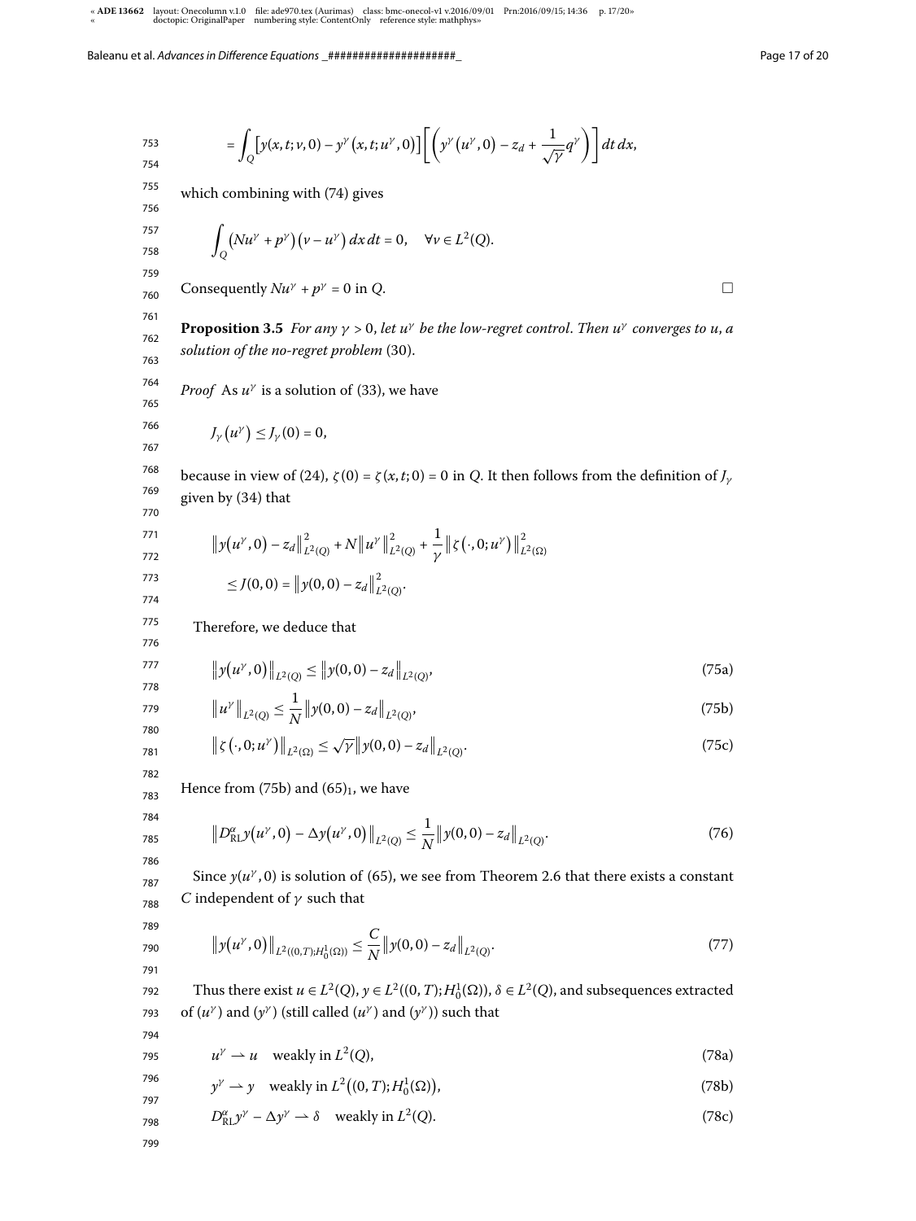$$= \int_Q \big[y(x,t;v,0) - y^\gamma\big(x,t;u^\gamma,0\big)\big]\bigg[\bigg(y^\gamma\big(u^\gamma,0\big) - z_d + \frac{1}{\sqrt{\gamma}}q^\gamma\bigg)\bigg]\,dt\,dx,$$

which combining with (74) gives

$$\int_Q \big(Nu^\gamma + p^\gamma\big)\big(v - u^\gamma\big)\,dx\,dt = 0, \quad \forall v \in L^2(Q).$$

Consequently $Nu^\gamma + p^\gamma = 0$ in $Q$. □

**Proposition 3.5** *For any $\gamma > 0$, let $u^\gamma$ be the low-regret control. Then $u^\gamma$ converges to $u$, a solution of the no-regret problem* (30).

*Proof* As $u^\gamma$ is a solution of (33), we have

$$J_\gamma\big(u^\gamma\big) \le J_\gamma(0) = 0,$$

because in view of (24), $\zeta(0) = \zeta(x,t;0) = 0$ in $Q$. It then follows from the definition of $J_\gamma$ given by (34) that

$$\begin{aligned}
&\big\|y\big(u^\gamma,0\big) - z_d\big\|^2_{L^2(Q)} + N\big\|u^\gamma\big\|^2_{L^2(Q)} + \frac{1}{\gamma}\big\|\zeta\big(\cdot,0;u^\gamma\big)\big\|^2_{L^2(\Omega)} \\
&\quad \le J(0,0) = \big\|y(0,0) - z_d\big\|^2_{L^2(Q)}.
\end{aligned}$$

Therefore, we deduce that

$$\big\|y\big(u^\gamma,0\big)\big\|_{L^2(Q)} \le \big\|y(0,0) - z_d\big\|_{L^2(Q)}, \tag{75a}$$

$$\big\|u^\gamma\big\|_{L^2(Q)} \le \frac{1}{N}\big\|y(0,0) - z_d\big\|_{L^2(Q)}, \tag{75b}$$

$$\big\|\zeta\big(\cdot,0;u^\gamma\big)\big\|_{L^2(\Omega)} \le \sqrt{\gamma}\big\|y(0,0) - z_d\big\|_{L^2(Q)}. \tag{75c}$$

Hence from (75b) and $(65)_1$, we have

$$\big\|D^\alpha_{\mathrm{RL}}y\big(u^\gamma,0\big) - \Delta y\big(u^\gamma,0\big)\big\|_{L^2(Q)} \le \frac{1}{N}\big\|y(0,0) - z_d\big\|_{L^2(Q)}. \tag{76}$$

Since $y(u^\gamma,0)$ is solution of (65), we see from Theorem 2.6 that there exists a constant $C$ independent of $\gamma$ such that

$$\big\|y\big(u^\gamma,0\big)\big\|_{L^2((0,T);H^1_0(\Omega))} \le \frac{C}{N}\big\|y(0,0) - z_d\big\|_{L^2(Q)}. \tag{77}$$

Thus there exist $u \in L^2(Q)$, $y \in L^2((0,T);H^1_0(\Omega))$, $\delta \in L^2(Q)$, and subsequences extracted of $(u^\gamma)$ and $(y^\gamma)$ (still called $(u^\gamma)$ and $(y^\gamma)$) such that

$$u^\gamma \rightharpoonup u \quad \text{weakly in } L^2(Q), \tag{78a}$$

$$y^\gamma \rightharpoonup y \quad \text{weakly in } L^2\big((0,T);H^1_0(\Omega)\big), \tag{78b}$$

$$D^\alpha_{\mathrm{RL}}y^\gamma - \Delta y^\gamma \rightharpoonup \delta \quad \text{weakly in } L^2(Q). \tag{78c}$$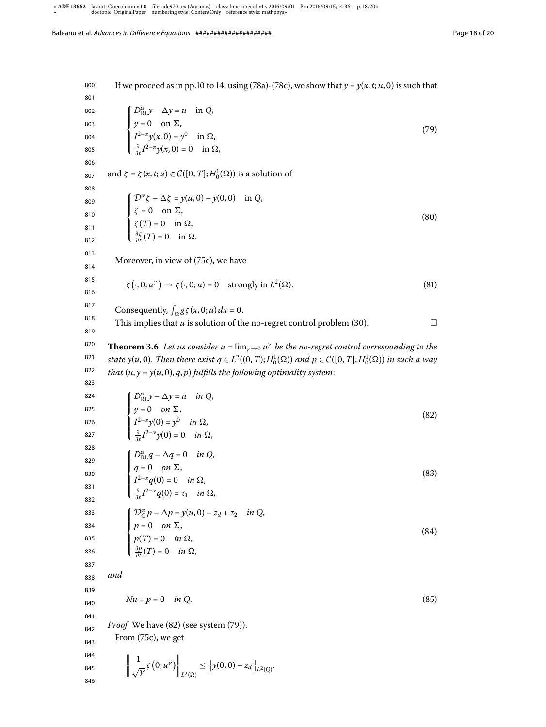If we proceed as in pp.10 to 14, using (78a)-(78c), we show that $y = y(x,t;u,0)$ is such that

$$
\begin{cases}
D^{\alpha}_{\mathrm{RL}} y - \Delta y = u \quad \text{in } Q, \\
y = 0 \quad \text{on } \Sigma, \\
I^{2-\alpha} y(x,0) = y^0 \quad \text{in } \Omega, \\
\frac{\partial}{\partial t} I^{2-\alpha} y(x,0) = 0 \quad \text{in } \Omega,
\end{cases}
\tag{79}
$$

and $\zeta = \zeta(x,t;u) \in \mathcal{C}([0,T];H^1_0(\Omega))$ is a solution of

$$
\begin{cases}
\mathcal{D}^{\alpha} \zeta - \Delta \zeta = y(u,0) - y(0,0) \quad \text{in } Q, \\
\zeta = 0 \quad \text{on } \Sigma, \\
\zeta(T) = 0 \quad \text{in } \Omega, \\
\frac{\partial \zeta}{\partial t}(T) = 0 \quad \text{in } \Omega.
\end{cases}
\tag{80}
$$

Moreover, in view of (75c), we have

$$
\zeta(\cdot,0;u^{\gamma}) \to \zeta(\cdot,0;u) = 0 \quad \text{strongly in } L^2(\Omega). \tag{81}
$$

Consequently, $\int_{\Omega} g\zeta(x,0;u)\,dx = 0$.

This implies that $u$ is solution of the no-regret control problem (30). □

**Theorem 3.6** *Let us consider $u = \lim_{\gamma\to 0} u^{\gamma}$ be the no-regret control corresponding to the state $y(u,0)$. Then there exist $q \in L^2((0,T);H^1_0(\Omega))$ and $p \in \mathcal{C}([0,T];H^1_0(\Omega))$ in such a way that $(u, y = y(u,0), q, p)$ fulfills the following optimality system*:

$$
\begin{cases}
D^{\alpha}_{\mathrm{RL}} y - \Delta y = u \quad \text{in } Q, \\
y = 0 \quad \text{on } \Sigma, \\
I^{2-\alpha} y(0) = y^0 \quad \text{in } \Omega, \\
\frac{\partial}{\partial t} I^{2-\alpha} y(0) = 0 \quad \text{in } \Omega,
\end{cases}
\tag{82}
$$

$$
\begin{cases}
D^{\alpha}_{\mathrm{RL}} q - \Delta q = 0 \quad \text{in } Q, \\
q = 0 \quad \text{on } \Sigma, \\
I^{2-\alpha} q(0) = 0 \quad \text{in } \Omega, \\
\frac{\partial}{\partial t} I^{2-\alpha} q(0) = \tau_1 \quad \text{in } \Omega,
\end{cases}
\tag{83}
$$

$$
\begin{cases}
\mathcal{D}^{\alpha}_{\mathrm{C}} p - \Delta p = y(u,0) - z_d + \tau_2 \quad \text{in } Q, \\
p = 0 \quad \text{on } \Sigma, \\
p(T) = 0 \quad \text{in } \Omega, \\
\frac{\partial p}{\partial t}(T) = 0 \quad \text{in } \Omega,
\end{cases}
\tag{84}
$$

*and*

$$
Nu + p = 0 \quad \text{in } Q. \tag{85}
$$

*Proof* We have (82) (see system (79)).

From (75c), we get

$$
\left\| \frac{1}{\sqrt{\gamma}} \zeta(0;u^{\gamma}) \right\|_{L^2(\Omega)} \le \left\| y(0,0) - z_d \right\|_{L^2(Q)}.
$$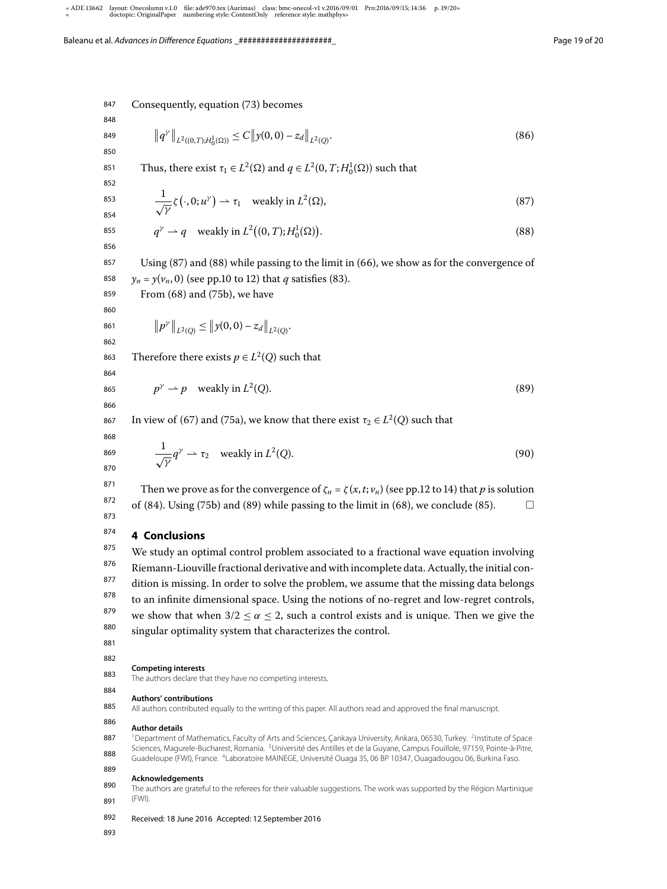Consequently, equation (73) becomes

$$\left\| q^{\gamma} \right\|_{L^2((0,T);H_0^1(\Omega))} \leq C \left\| y(0,0) - z_d \right\|_{L^2(Q)}. \tag{86}$$

Thus, there exist $\tau_1 \in L^2(\Omega)$ and $q \in L^2(0,T;H_0^1(\Omega))$ such that

$$\frac{1}{\sqrt{\gamma}} \zeta\left(\cdot, 0; u^{\gamma}\right) \rightharpoonup \tau_1 \quad \text{weakly in } L^2(\Omega), \tag{87}$$

$$q^{\gamma} \rightharpoonup q \quad \text{weakly in } L^2\left((0,T);H_0^1(\Omega)\right). \tag{88}$$

Using (87) and (88) while passing to the limit in (66), we show as for the convergence of $y_n = y(v_n, 0)$ (see pp.10 to 12) that $q$ satisfies (83).

From (68) and (75b), we have

$$\left\| p^{\gamma} \right\|_{L^2(Q)} \leq \left\| y(0,0) - z_d \right\|_{L^2(Q)}.$$

Therefore there exists $p \in L^2(Q)$ such that

$$p^{\gamma} \rightharpoonup p \quad \text{weakly in } L^2(Q). \tag{89}$$

In view of (67) and (75a), we know that there exist $\tau_2 \in L^2(Q)$ such that

$$\frac{1}{\sqrt{\gamma}} q^{\gamma} \rightharpoonup \tau_2 \quad \text{weakly in } L^2(Q). \tag{90}$$

Then we prove as for the convergence of $\zeta_n = \zeta(x,t;v_n)$ (see pp.12 to 14) that $p$ is solution of (84). Using (75b) and (89) while passing to the limit in (68), we conclude (85). □

## 4 Conclusions

We study an optimal control problem associated to a fractional wave equation involving Riemann-Liouville fractional derivative and with incomplete data. Actually, the initial condition is missing. In order to solve the problem, we assume that the missing data belongs to an infinite dimensional space. Using the notions of no-regret and low-regret controls, we show that when $3/2 \leq \alpha \leq 2$, such a control exists and is unique. Then we give the singular optimality system that characterizes the control.

**Competing interests**
The authors declare that they have no competing interests.

**Authors' contributions**
All authors contributed equally to the writing of this paper. All authors read and approved the final manuscript.

**Author details**
[1]Department of Mathematics, Faculty of Arts and Sciences, Çankaya University, Ankara, 06530, Turkey. [2]Institute of Space Sciences, Magurele-Bucharest, Romania. [3]Université des Antilles et de la Guyane, Campus Fouillole, 97159, Pointe-à-Pitre, Guadeloupe (FWI), France. [4]Laboratoire MAINEGE, Université Ouaga 3S, 06 BP 10347, Ouagadougou 06, Burkina Faso.

**Acknowledgements**
The authors are grateful to the referees for their valuable suggestions. The work was supported by the Région Martinique (FWI).

Received: 18 June 2016 Accepted: 12 September 2016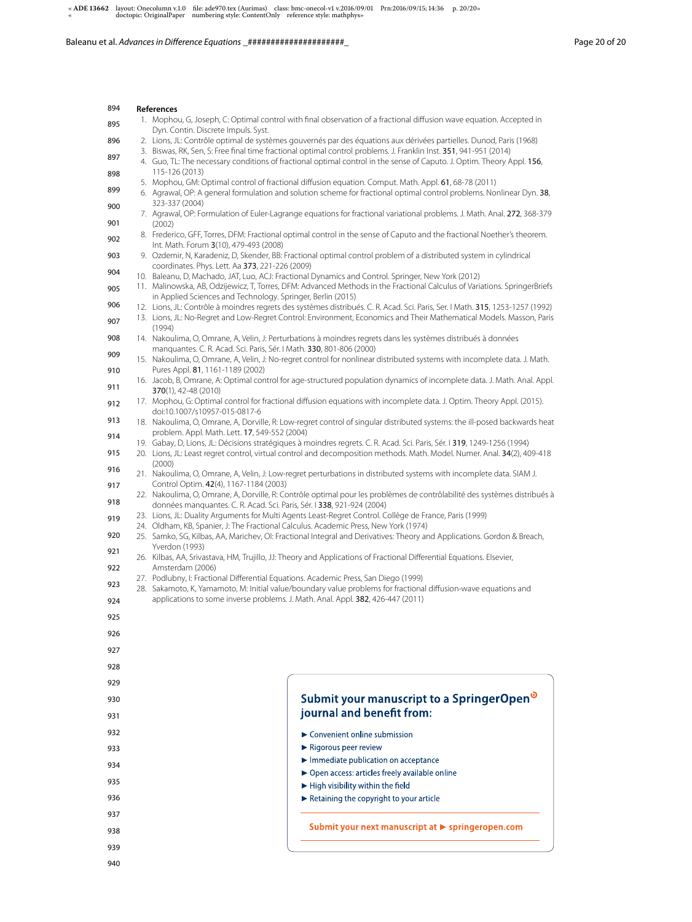## References

1. Mophou, G, Joseph, C: Optimal control with final observation of a fractional diffusion wave equation. Accepted in Dyn. Contin. Discrete Impuls. Syst.
2. Lions, JL: Contrôle optimal de systèmes gouvernés par des équations aux dérivées partielles. Dunod, Paris (1968)
3. Biswas, RK, Sen, S: Free final time fractional optimal control problems. J. Franklin Inst. **351**, 941-951 (2014)
4. Guo, TL: The necessary conditions of fractional optimal control in the sense of Caputo. J. Optim. Theory Appl. **156**, 115-126 (2013)
5. Mophou, GM: Optimal control of fractional diffusion equation. Comput. Math. Appl. **61**, 68-78 (2011)
6. Agrawal, OP: A general formulation and solution scheme for fractional optimal control problems. Nonlinear Dyn. **38**, 323-337 (2004)
7. Agrawal, OP: Formulation of Euler-Lagrange equations for fractional variational problems. J. Math. Anal. **272**, 368-379 (2002)
8. Frederico, GFF, Torres, DFM: Fractional optimal control in the sense of Caputo and the fractional Noether's theorem. Int. Math. Forum **3**(10), 479-493 (2008)
9. Ozdemir, N, Karadeniz, D, Skender, BB: Fractional optimal control problem of a distributed system in cylindrical coordinates. Phys. Lett. Aa **373**, 221-226 (2009)
10. Baleanu, D, Machado, JAT, Luo, ACJ: Fractional Dynamics and Control. Springer, New York (2012)
11. Malinowska, AB, Odzijewicz, T, Torres, DFM: Advanced Methods in the Fractional Calculus of Variations. SpringerBriefs in Applied Sciences and Technology. Springer, Berlin (2015)
12. Lions, JL: Contrôle à moindres regrets des systèmes distribués. C. R. Acad. Sci. Paris, Ser. I Math. **315**, 1253-1257 (1992)
13. Lions, JL: No-Regret and Low-Regret Control: Environment, Economics and Their Mathematical Models. Masson, Paris (1994)
14. Nakoulima, O, Omrane, A, Velin, J: Perturbations à moindres regrets dans les systèmes distribués à données manquantes. C. R. Acad. Sci. Paris, Sér. I Math. **330**, 801-806 (2000)
15. Nakoulima, O, Omrane, A, Velin, J: No-regret control for nonlinear distributed systems with incomplete data. J. Math. Pures Appl. **81**, 1161-1189 (2002)
16. Jacob, B, Omrane, A: Optimal control for age-structured population dynamics of incomplete data. J. Math. Anal. Appl. **370**(1), 42-48 (2010)
17. Mophou, G: Optimal control for fractional diffusion equations with incomplete data. J. Optim. Theory Appl. (2015). doi:10.1007/s10957-015-0817-6
18. Nakoulima, O, Omrane, A, Dorville, R: Low-regret control of singular distributed systems: the ill-posed backwards heat problem. Appl. Math. Lett. **17**, 549-552 (2004)
19. Gabay, D, Lions, JL: Décisions stratégiques à moindres regrets. C. R. Acad. Sci. Paris, Sér. I **319**, 1249-1256 (1994)
20. Lions, JL: Least regret control, virtual control and decomposition methods. Math. Model. Numer. Anal. **34**(2), 409-418 (2000)
21. Nakoulima, O, Omrane, A, Velin, J: Low-regret perturbations in distributed systems with incomplete data. SIAM J. Control Optim. **42**(4), 1167-1184 (2003)
22. Nakoulima, O, Omrane, A, Dorville, R: Contrôle optimal pour les problèmes de contrôlabilité des systèmes distribués à données manquantes. C. R. Acad. Sci. Paris, Sér. I **338**, 921-924 (2004)
23. Lions, JL: Duality Arguments for Multi Agents Least-Regret Control. Collège de France, Paris (1999)
24. Oldham, KB, Spanier, J: The Fractional Calculus. Academic Press, New York (1974)
25. Samko, SG, Kilbas, AA, Marichev, OI: Fractional Integral and Derivatives: Theory and Applications. Gordon & Breach, Yverdon (1993)
26. Kilbas, AA, Srivastava, HM, Trujillo, JJ: Theory and Applications of Fractional Differential Equations. Elsevier, Amsterdam (2006)
27. Podlubny, I: Fractional Differential Equations. Academic Press, San Diego (1999)
28. Sakamoto, K, Yamamoto, M: Initial value/boundary value problems for fractional diffusion-wave equations and applications to some inverse problems. J. Math. Anal. Appl. **382**, 426-447 (2011)

**Submit your manuscript to a SpringerOpen journal and benefit from:**

- ► Convenient online submission
- ► Rigorous peer review
- ► Immediate publication on acceptance
- ► Open access: articles freely available online
- ► High visibility within the field
- ► Retaining the copyright to your article

**Submit your next manuscript at ► springeropen.com**